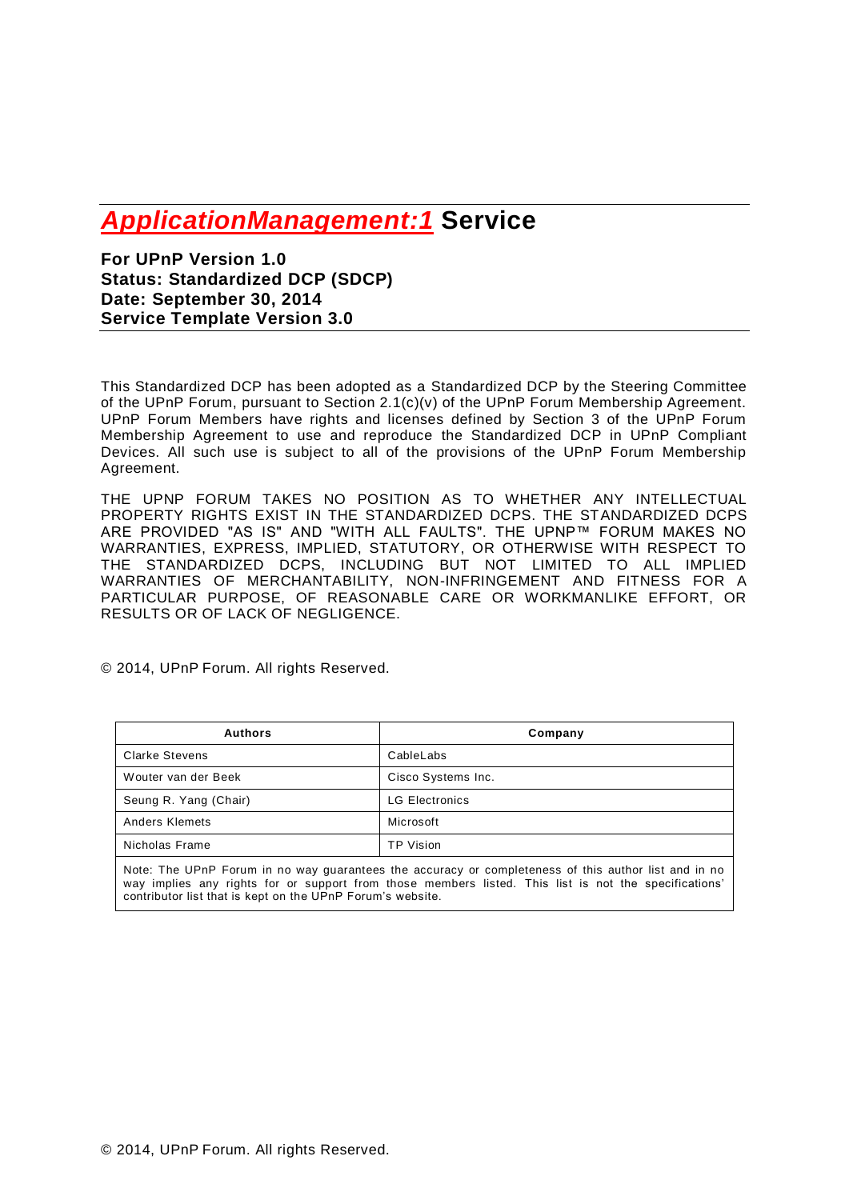# *ApplicationManagement:1* Service

**For UPnP Version 1.0**
**Status: Standardized DCP (SDCP)**
**Date: September 30, 2014**
**Service Template Version 3.0**

This Standardized DCP has been adopted as a Standardized DCP by the Steering Committee of the UPnP Forum, pursuant to Section 2.1(c)(v) of the UPnP Forum Membership Agreement. UPnP Forum Members have rights and licenses defined by Section 3 of the UPnP Forum Membership Agreement to use and reproduce the Standardized DCP in UPnP Compliant Devices. All such use is subject to all of the provisions of the UPnP Forum Membership Agreement.

THE UPNP FORUM TAKES NO POSITION AS TO WHETHER ANY INTELLECTUAL PROPERTY RIGHTS EXIST IN THE STANDARDIZED DCPS. THE STANDARDIZED DCPS ARE PROVIDED "AS IS" AND "WITH ALL FAULTS". THE UPNP™ FORUM MAKES NO WARRANTIES, EXPRESS, IMPLIED, STATUTORY, OR OTHERWISE WITH RESPECT TO THE STANDARDIZED DCPS, INCLUDING BUT NOT LIMITED TO ALL IMPLIED WARRANTIES OF MERCHANTABILITY, NON-INFRINGEMENT AND FITNESS FOR A PARTICULAR PURPOSE, OF REASONABLE CARE OR WORKMANLIKE EFFORT, OR RESULTS OR OF LACK OF NEGLIGENCE.

© 2014, UPnP Forum. All rights Reserved.

| Authors | Company |
|---|---|
| Clarke Stevens | CableLabs |
| Wouter van der Beek | Cisco Systems Inc. |
| Seung R. Yang (Chair) | LG Electronics |
| Anders Klemets | Microsoft |
| Nicholas Frame | TP Vision |

Note: The UPnP Forum in no way guarantees the accuracy or completeness of this author list and in no way implies any rights for or support from those members listed. This list is not the specifications' contributor list that is kept on the UPnP Forum's website.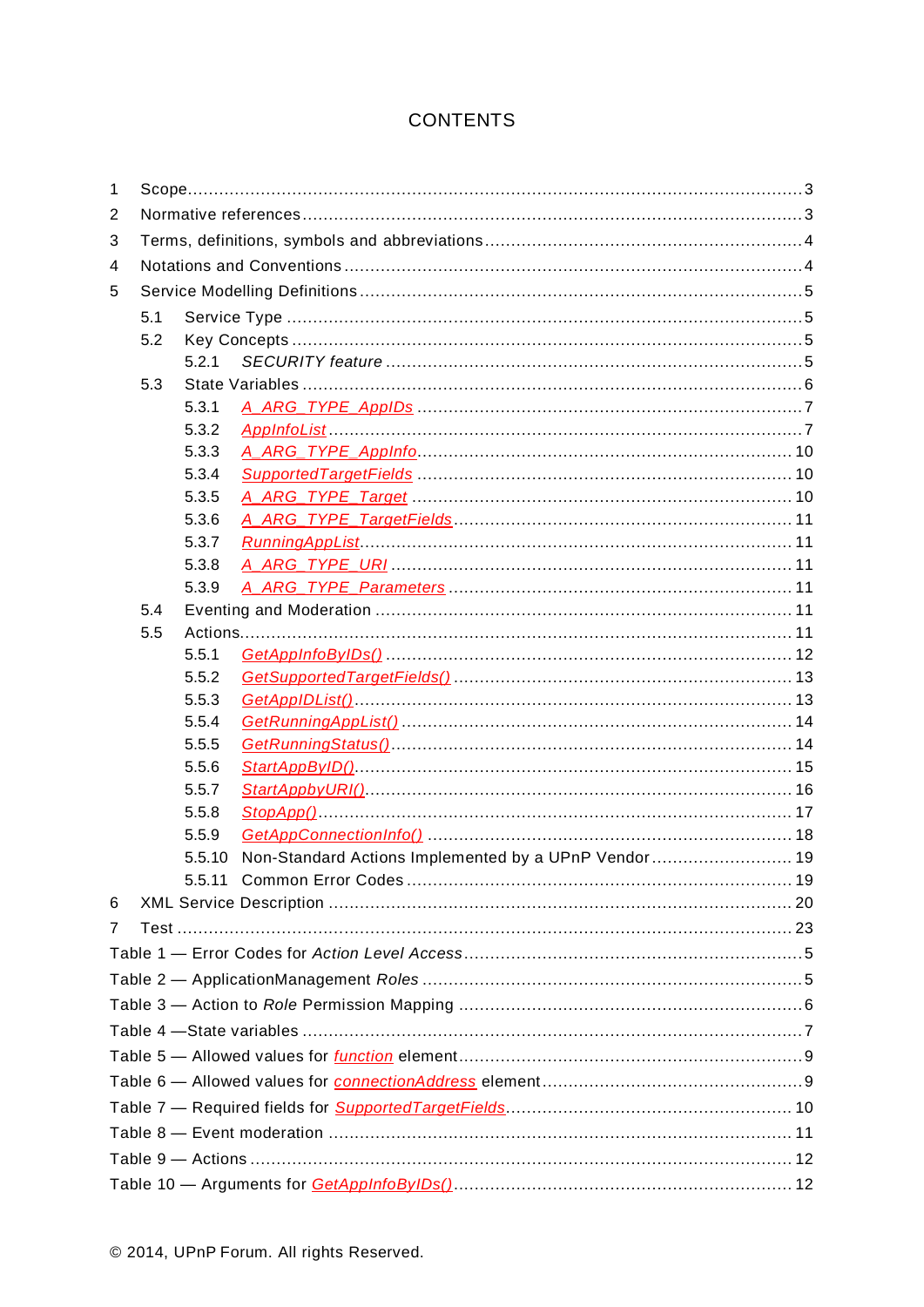# CONTENTS

1 Scope ..... 3

2 Normative references ..... 3

3 Terms, definitions, symbols and abbreviations ..... 4

4 Notations and Conventions ..... 4

5 Service Modelling Definitions ..... 5

- 5.1 Service Type ..... 5
- 5.2 Key Concepts ..... 5
  - 5.2.1 *SECURITY feature* ..... 5
- 5.3 State Variables ..... 6
  - 5.3.1 *A_ARG_TYPE_AppIDs* ..... 7
  - 5.3.2 *AppInfoList* ..... 7
  - 5.3.3 *A_ARG_TYPE_AppInfo* ..... 10
  - 5.3.4 *SupportedTargetFields* ..... 10
  - 5.3.5 *A_ARG_TYPE_Target* ..... 10
  - 5.3.6 *A_ARG_TYPE_TargetFields* ..... 11
  - 5.3.7 *RunningAppList* ..... 11
  - 5.3.8 *A_ARG_TYPE_URI* ..... 11
  - 5.3.9 *A_ARG_TYPE_Parameters* ..... 11
- 5.4 Eventing and Moderation ..... 11
- 5.5 Actions ..... 11
  - 5.5.1 *GetAppInfoByIDs()* ..... 12
  - 5.5.2 *GetSupportedTargetFields()* ..... 13
  - 5.5.3 *GetAppIDList()* ..... 13
  - 5.5.4 *GetRunningAppList()* ..... 14
  - 5.5.5 *GetRunningStatus()* ..... 14
  - 5.5.6 *StartAppByID()* ..... 15
  - 5.5.7 *StartAppbyURI()* ..... 16
  - 5.5.8 *StopApp()* ..... 17
  - 5.5.9 *GetAppConnectionInfo()* ..... 18
  - 5.5.10 Non-Standard Actions Implemented by a UPnP Vendor ..... 19
  - 5.5.11 Common Error Codes ..... 19

6 XML Service Description ..... 20

7 Test ..... 23

Table 1 — Error Codes for *Action Level Access* ..... 5

Table 2 — ApplicationManagement *Roles* ..... 5

Table 3 — Action to *Role* Permission Mapping ..... 6

Table 4 —State variables ..... 7

Table 5 — Allowed values for *function* element ..... 9

Table 6 — Allowed values for *connectionAddress* element ..... 9

Table 7 — Required fields for *SupportedTargetFields* ..... 10

Table 8 — Event moderation ..... 11

Table 9 — Actions ..... 12

Table 10 — Arguments for *GetAppInfoByIDs()* ..... 12

© 2014, UPnP Forum. All rights Reserved.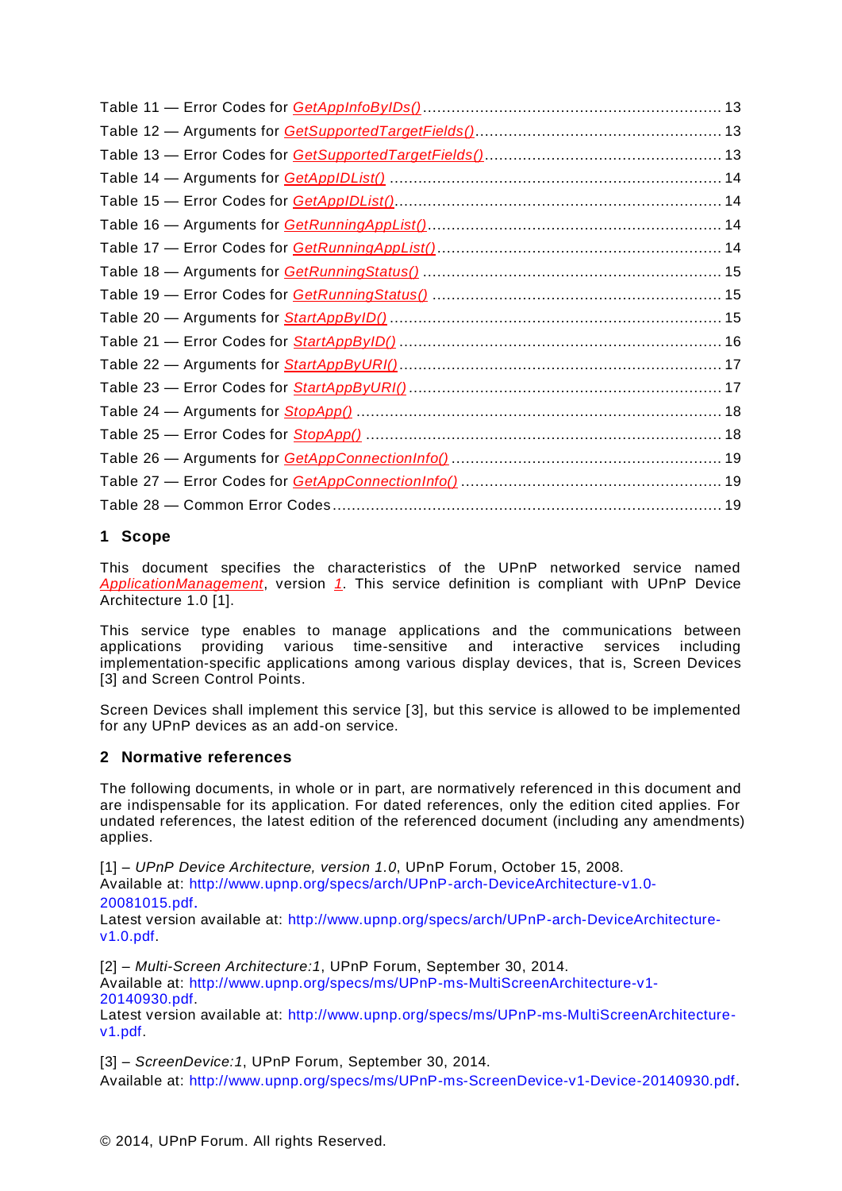Table 11 — Error Codes for *GetAppInfoByIDs()* ............................................................. 13
Table 12 — Arguments for *GetSupportedTargetFields()* .................................................. 13
Table 13 — Error Codes for *GetSupportedTargetFields()* ................................................. 13
Table 14 — Arguments for *GetAppIDList()* ..................................................................... 14
Table 15 — Error Codes for *GetAppIDList()* ................................................................... 14
Table 16 — Arguments for *GetRunningAppList()* ............................................................. 14
Table 17 — Error Codes for *GetRunningAppList()* ........................................................... 14
Table 18 — Arguments for *GetRunningStatus()* ............................................................... 15
Table 19 — Error Codes for *GetRunningStatus()* ............................................................ 15
Table 20 — Arguments for *StartAppByID()* ..................................................................... 15
Table 21 — Error Codes for *StartAppByID()* ................................................................... 16
Table 22 — Arguments for *StartAppByURI()* ................................................................... 17
Table 23 — Error Codes for *StartAppByURI()* ................................................................. 17
Table 24 — Arguments for *StopApp()* ............................................................................ 18
Table 25 — Error Codes for *StopApp()* .......................................................................... 18
Table 26 — Arguments for *GetAppConnectionInfo()* ........................................................ 19
Table 27 — Error Codes for *GetAppConnectionInfo()* ...................................................... 19
Table 28 — Common Error Codes ................................................................................. 19

## 1 Scope

This document specifies the characteristics of the UPnP networked service named *ApplicationManagement*, version *1*. This service definition is compliant with UPnP Device Architecture 1.0 [1].

This service type enables to manage applications and the communications between applications providing various time-sensitive and interactive services including implementation-specific applications among various display devices, that is, Screen Devices [3] and Screen Control Points.

Screen Devices shall implement this service [3], but this service is allowed to be implemented for any UPnP devices as an add-on service.

## 2 Normative references

The following documents, in whole or in part, are normatively referenced in this document and are indispensable for its application. For dated references, only the edition cited applies. For undated references, the latest edition of the referenced document (including any amendments) applies.

[1] – *UPnP Device Architecture, version 1.0*, UPnP Forum, October 15, 2008.
Available at: http://www.upnp.org/specs/arch/UPnP-arch-DeviceArchitecture-v1.0-20081015.pdf.
Latest version available at: http://www.upnp.org/specs/arch/UPnP-arch-DeviceArchitecture-v1.0.pdf.

[2] – *Multi-Screen Architecture:1*, UPnP Forum, September 30, 2014.
Available at: http://www.upnp.org/specs/ms/UPnP-ms-MultiScreenArchitecture-v1-20140930.pdf.
Latest version available at: http://www.upnp.org/specs/ms/UPnP-ms-MultiScreenArchitecture-v1.pdf.

[3] – *ScreenDevice:1*, UPnP Forum, September 30, 2014.
Available at: http://www.upnp.org/specs/ms/UPnP-ms-ScreenDevice-v1-Device-20140930.pdf.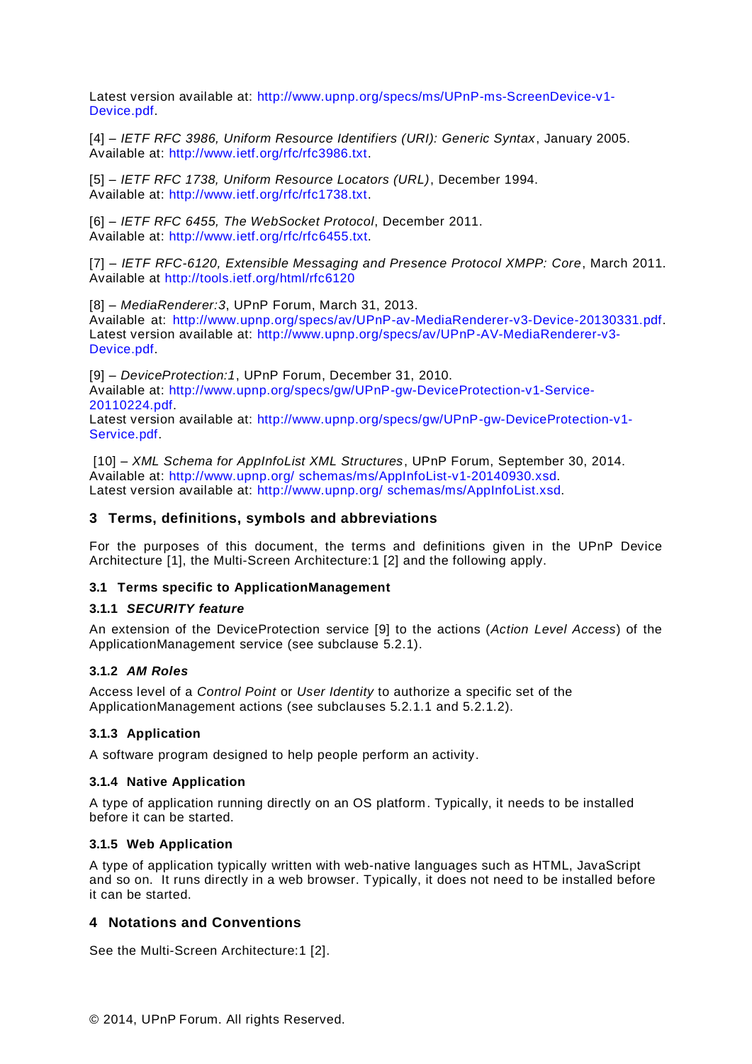Latest version available at: http://www.upnp.org/specs/ms/UPnP-ms-ScreenDevice-v1-Device.pdf.

[4] – *IETF RFC 3986, Uniform Resource Identifiers (URI): Generic Syntax*, January 2005. Available at: http://www.ietf.org/rfc/rfc3986.txt.

[5] – *IETF RFC 1738, Uniform Resource Locators (URL)*, December 1994. Available at: http://www.ietf.org/rfc/rfc1738.txt.

[6] – *IETF RFC 6455, The WebSocket Protocol*, December 2011. Available at: http://www.ietf.org/rfc/rfc6455.txt.

[7] – *IETF RFC-6120, Extensible Messaging and Presence Protocol XMPP: Core*, March 2011. Available at http://tools.ietf.org/html/rfc6120

[8] – *MediaRenderer:3*, UPnP Forum, March 31, 2013.
Available at: http://www.upnp.org/specs/av/UPnP-av-MediaRenderer-v3-Device-20130331.pdf.
Latest version available at: http://www.upnp.org/specs/av/UPnP-AV-MediaRenderer-v3-Device.pdf.

[9] – *DeviceProtection:1*, UPnP Forum, December 31, 2010.
Available at: http://www.upnp.org/specs/gw/UPnP-gw-DeviceProtection-v1-Service-20110224.pdf.
Latest version available at: http://www.upnp.org/specs/gw/UPnP-gw-DeviceProtection-v1-Service.pdf.

[10] – *XML Schema for AppInfoList XML Structures*, UPnP Forum, September 30, 2014.
Available at: http://www.upnp.org/ schemas/ms/AppInfoList-v1-20140930.xsd.
Latest version available at: http://www.upnp.org/ schemas/ms/AppInfoList.xsd.

## 3 Terms, definitions, symbols and abbreviations

For the purposes of this document, the terms and definitions given in the UPnP Device Architecture [1], the Multi-Screen Architecture:1 [2] and the following apply.

### 3.1 Terms specific to ApplicationManagement

#### 3.1.1 *SECURITY feature*

An extension of the DeviceProtection service [9] to the actions (*Action Level Access*) of the ApplicationManagement service (see subclause 5.2.1).

#### 3.1.2 *AM Roles*

Access level of a *Control Point* or *User Identity* to authorize a specific set of the ApplicationManagement actions (see subclauses 5.2.1.1 and 5.2.1.2).

#### 3.1.3 Application

A software program designed to help people perform an activity.

#### 3.1.4 Native Application

A type of application running directly on an OS platform. Typically, it needs to be installed before it can be started.

#### 3.1.5 Web Application

A type of application typically written with web-native languages such as HTML, JavaScript and so on. It runs directly in a web browser. Typically, it does not need to be installed before it can be started.

## 4 Notations and Conventions

See the Multi-Screen Architecture:1 [2].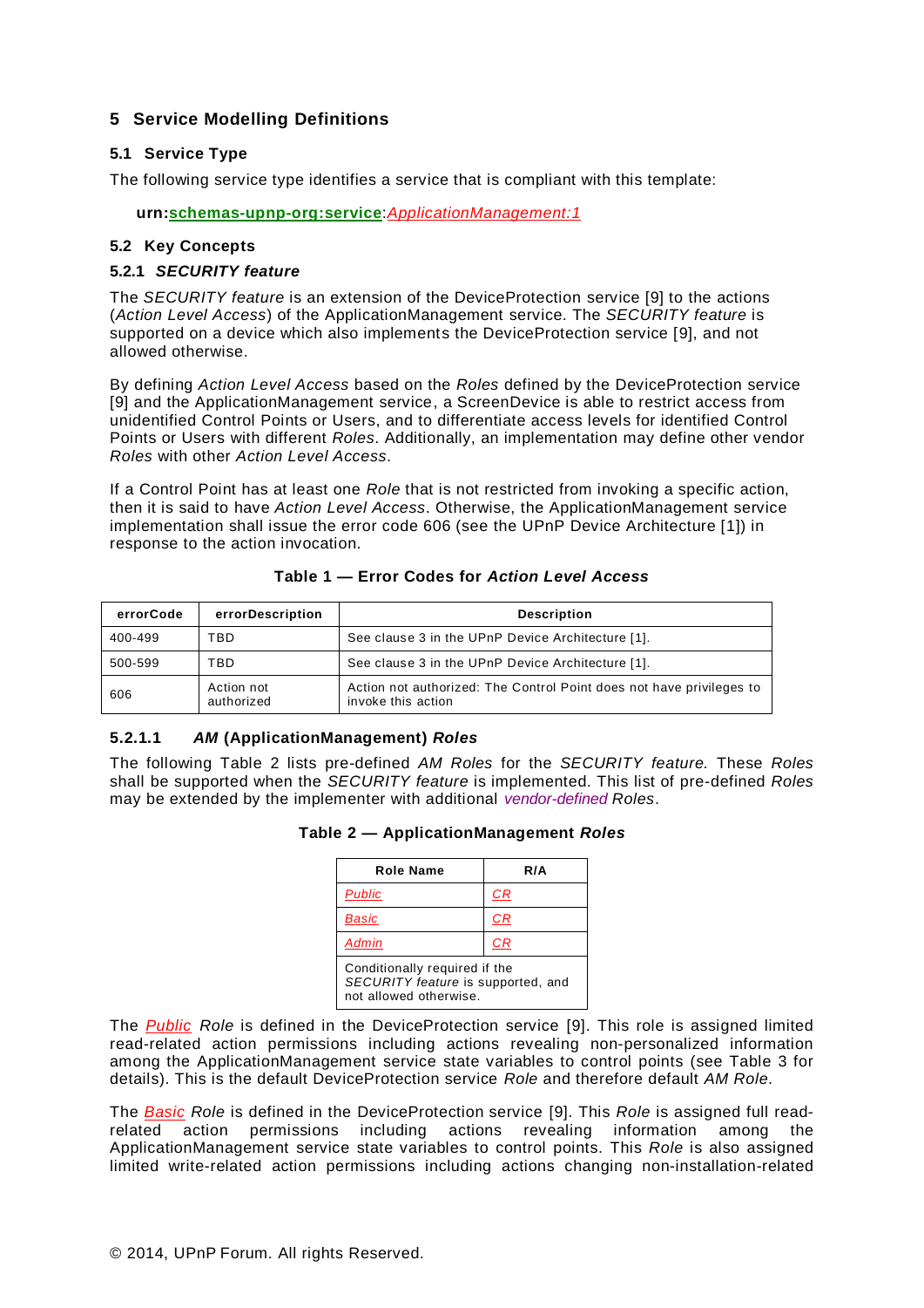## 5 Service Modelling Definitions

### 5.1 Service Type

The following service type identifies a service that is compliant with this template:

**urn:schemas-upnp-org:service**:*ApplicationManagement:1*

### 5.2 Key Concepts

#### 5.2.1 *SECURITY feature*

The *SECURITY feature* is an extension of the DeviceProtection service [9] to the actions (*Action Level Access*) of the ApplicationManagement service. The *SECURITY feature* is supported on a device which also implements the DeviceProtection service [9], and not allowed otherwise.

By defining *Action Level Access* based on the *Roles* defined by the DeviceProtection service [9] and the ApplicationManagement service, a ScreenDevice is able to restrict access from unidentified Control Points or Users, and to differentiate access levels for identified Control Points or Users with different *Roles*. Additionally, an implementation may define other vendor *Roles* with other *Action Level Access*.

If a Control Point has at least one *Role* that is not restricted from invoking a specific action, then it is said to have *Action Level Access*. Otherwise, the ApplicationManagement service implementation shall issue the error code 606 (see the UPnP Device Architecture [1]) in response to the action invocation.

**Table 1 — Error Codes for *Action Level Access***

| errorCode | errorDescription | Description |
|---|---|---|
| 400-499 | TBD | See clause 3 in the UPnP Device Architecture [1]. |
| 500-599 | TBD | See clause 3 in the UPnP Device Architecture [1]. |
| 606 | Action not authorized | Action not authorized: The Control Point does not have privileges to invoke this action |

##### 5.2.1.1 *AM* (ApplicationManagement) *Roles*

The following Table 2 lists pre-defined *AM Roles* for the *SECURITY feature.* These *Roles* shall be supported when the *SECURITY feature* is implemented. This list of pre-defined *Roles* may be extended by the implementer with additional *vendor-defined Roles*.

**Table 2 — ApplicationManagement *Roles***

| Role Name | R/A |
|---|---|
| *Public* | *CR* |
| *Basic* | *CR* |
| *Admin* | *CR* |
| Conditionally required if the *SECURITY feature* is supported, and not allowed otherwise. | |

The *Public Role* is defined in the DeviceProtection service [9]. This role is assigned limited read-related action permissions including actions revealing non-personalized information among the ApplicationManagement service state variables to control points (see Table 3 for details). This is the default DeviceProtection service *Role* and therefore default *AM Role*.

The *Basic Role* is defined in the DeviceProtection service [9]. This *Role* is assigned full read-related action permissions including actions revealing information among the ApplicationManagement service state variables to control points. This *Role* is also assigned limited write-related action permissions including actions changing non-installation-related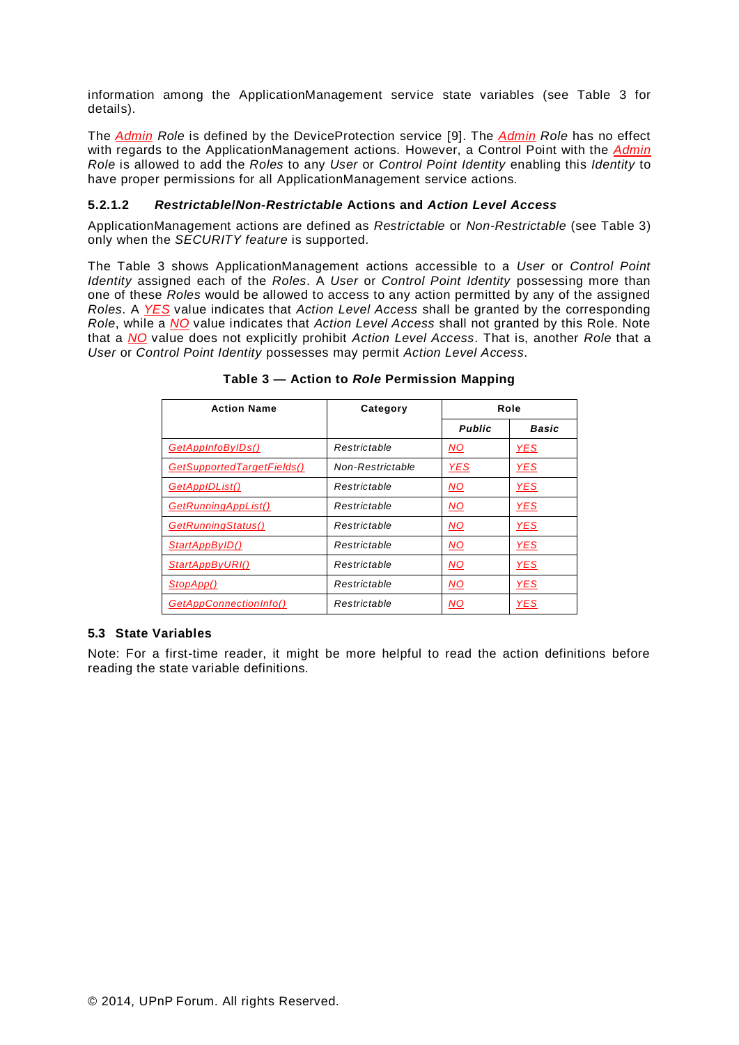information among the ApplicationManagement service state variables (see Table 3 for details).

The *Admin* *Role* is defined by the DeviceProtection service [9]. The *Admin* *Role* has no effect with regards to the ApplicationManagement actions. However, a Control Point with the *Admin* *Role* is allowed to add the *Roles* to any *User* or *Control Point Identity* enabling this *Identity* to have proper permissions for all ApplicationManagement service actions.

#### 5.2.1.2 *Restrictable/Non-Restrictable* Actions and *Action Level Access*

ApplicationManagement actions are defined as *Restrictable* or *Non-Restrictable* (see Table 3) only when the *SECURITY feature* is supported.

The Table 3 shows ApplicationManagement actions accessible to a *User* or *Control Point Identity* assigned each of the *Roles*. A *User* or *Control Point Identity* possessing more than one of these *Roles* would be allowed to access to any action permitted by any of the assigned *Roles*. A *YES* value indicates that *Action Level Access* shall be granted by the corresponding *Role*, while a *NO* value indicates that *Action Level Access* shall not granted by this Role. Note that a *NO* value does not explicitly prohibit *Action Level Access*. That is, another *Role* that a *User* or *Control Point Identity* possesses may permit *Action Level Access*.

**Table 3 — Action to *Role* Permission Mapping**

| Action Name | Category | Role | |
|---|---|---|---|
| | | ***Public*** | ***Basic*** |
| *GetAppInfoByIDs()* | *Restrictable* | *NO* | *YES* |
| *GetSupportedTargetFields()* | *Non-Restrictable* | *YES* | *YES* |
| *GetAppIDList()* | *Restrictable* | *NO* | *YES* |
| *GetRunningAppList()* | *Restrictable* | *NO* | *YES* |
| *GetRunningStatus()* | *Restrictable* | *NO* | *YES* |
| *StartAppByID()* | *Restrictable* | *NO* | *YES* |
| *StartAppByURI()* | *Restrictable* | *NO* | *YES* |
| *StopApp()* | *Restrictable* | *NO* | *YES* |
| *GetAppConnectionInfo()* | *Restrictable* | *NO* | *YES* |

### 5.3 State Variables

Note: For a first-time reader, it might be more helpful to read the action definitions before reading the state variable definitions.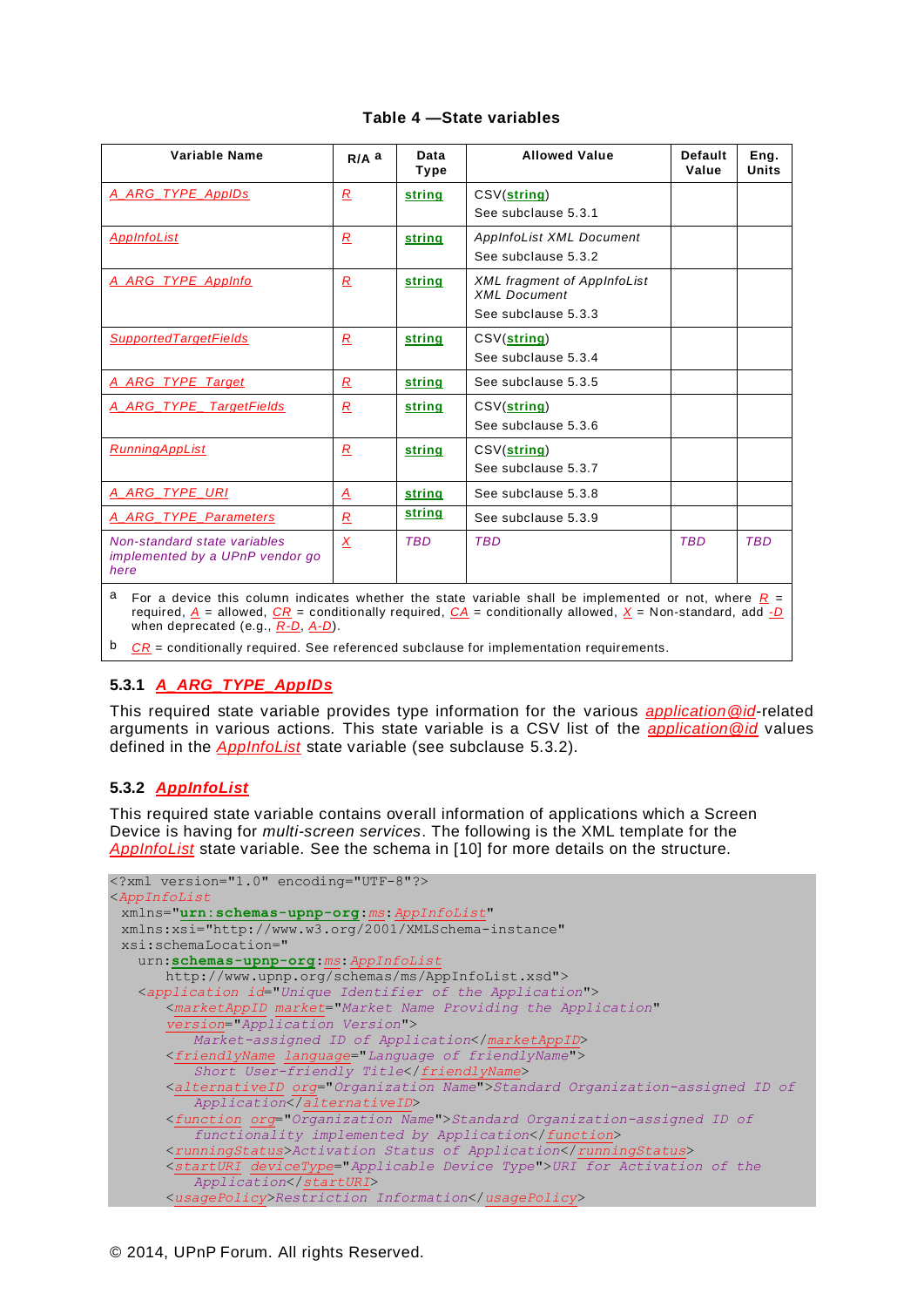**Table 4 —State variables**

| Variable Name | R/A [a] | Data Type | Allowed Value | Default Value | Eng. Units |
|---|---|---|---|---|---|
| A_ARG_TYPE_AppIDs | R | string | CSV(string) See subclause 5.3.1 | | |
| AppInfoList | R | string | AppInfoList XML Document See subclause 5.3.2 | | |
| A_ARG_TYPE_AppInfo | R | string | XML fragment of AppInfoList XML Document See subclause 5.3.3 | | |
| SupportedTargetFields | R | string | CSV(string) See subclause 5.3.4 | | |
| A_ARG_TYPE_Target | R | string | See subclause 5.3.5 | | |
| A_ARG_TYPE_ TargetFields | R | string | CSV(string) See subclause 5.3.6 | | |
| RunningAppList | R | string | CSV(string) See subclause 5.3.7 | | |
| A_ARG_TYPE_URI | A | string | See subclause 5.3.8 | | |
| A_ARG_TYPE_Parameters | R | string | See subclause 5.3.9 | | |
| Non-standard state variables implemented by a UPnP vendor go here | X | TBD | TBD | TBD | TBD |

a For a device this column indicates whether the state variable shall be implemented or not, where R = required, A = allowed, CR = conditionally required, CA = conditionally allowed, X = Non-standard, add -D when deprecated (e.g., R-D, A-D).

b CR = conditionally required. See referenced subclause for implementation requirements.

### 5.3.1 A_ARG_TYPE_AppIDs

This required state variable provides type information for the various application@id-related arguments in various actions. This state variable is a CSV list of the application@id values defined in the AppInfoList state variable (see subclause 5.3.2).

### 5.3.2 AppInfoList

This required state variable contains overall information of applications which a Screen Device is having for *multi-screen services*. The following is the XML template for the AppInfoList state variable. See the schema in [10] for more details on the structure.

```
<?xml version="1.0" encoding="UTF-8"?>
<AppInfoList
 xmlns="urn:schemas-upnp-org:ms:AppInfoList"
 xmlns:xsi="http://www.w3.org/2001/XMLSchema-instance"
 xsi:schemaLocation="
   urn:schemas-upnp-org:ms:AppInfoList
      http://www.upnp.org/schemas/ms/AppInfoList.xsd">
   <application id="Unique Identifier of the Application">
      <marketAppID market="Market Name Providing the Application"
      version="Application Version">
         Market-assigned ID of Application</marketAppID>
      <friendlyName language="Language of friendlyName">
         Short User-friendly Title</friendlyName>
      <alternativeID org="Organization Name">Standard Organization-assigned ID of
         Application</alternativeID>
      <function org="Organization Name">Standard Organization-assigned ID of
         functionality implemented by Application</function>
      <runningStatus>Activation Status of Application</runningStatus>
      <startURI deviceType="Applicable Device Type">URI for Activation of the
         Application</startURI>
      <usagePolicy>Restriction Information</usagePolicy>
```

© 2014, UPnP Forum. All rights Reserved.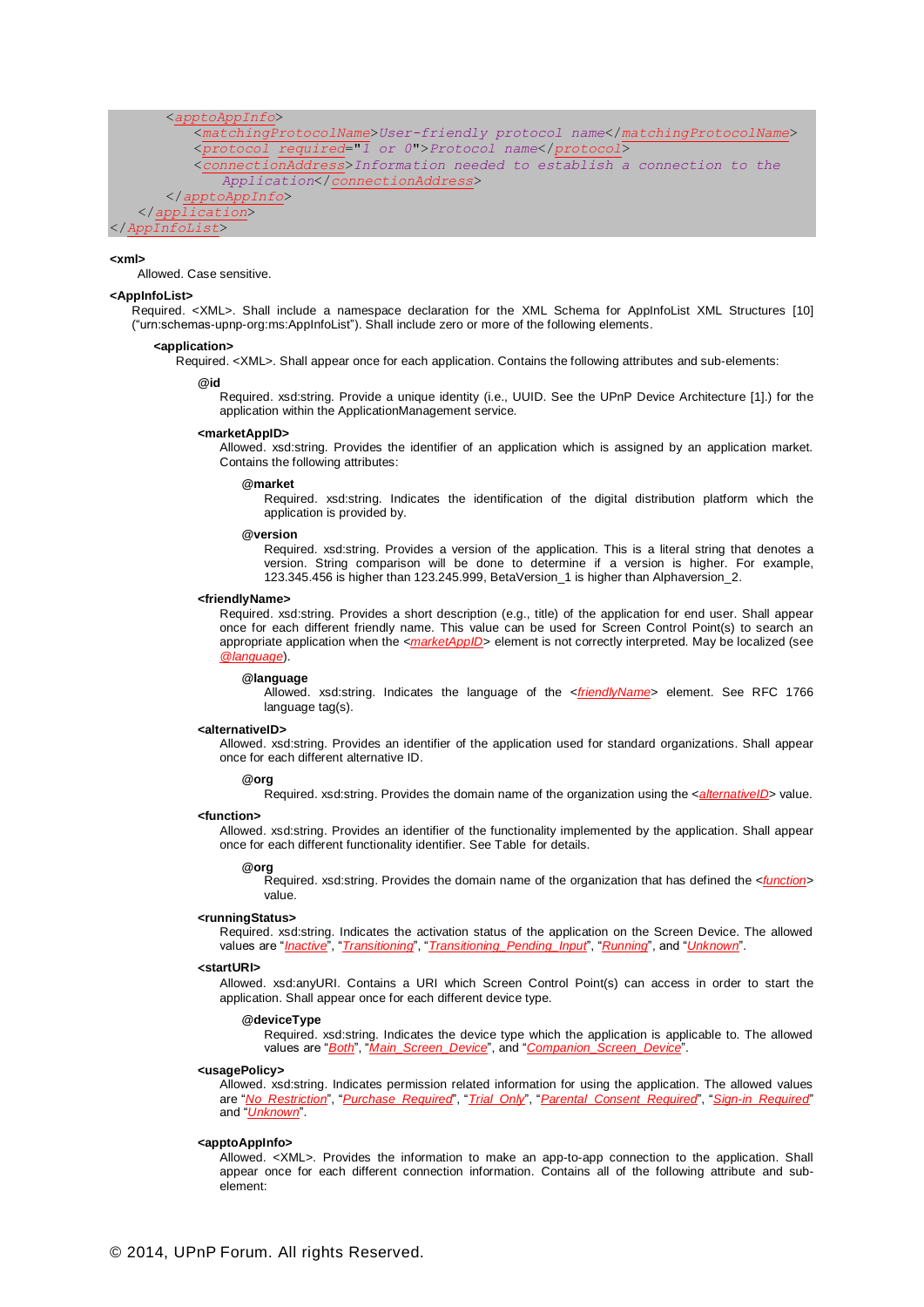```
        <apptoAppInfo>
            <matchingProtocolName>User-friendly protocol name</matchingProtocolName>
            <protocol required="1 or 0">Protocol name</protocol>
            <connectionAddress>Information needed to establish a connection to the
                Application</connectionAddress>
        </apptoAppInfo>
    </application>
</AppInfoList>
```

**<xml>**

Allowed. Case sensitive.

**<AppInfoList>**

Required. <XML>. Shall include a namespace declaration for the XML Schema for AppInfoList XML Structures [10] ("urn:schemas-upnp-org:ms:AppInfoList"). Shall include zero or more of the following elements.

**<application>**

Required. <XML>. Shall appear once for each application. Contains the following attributes and sub-elements:

**@id**

Required. xsd:string. Provide a unique identity (i.e., UUID. See the UPnP Device Architecture [1].) for the application within the ApplicationManagement service.

**<marketAppID>**

Allowed. xsd:string. Provides the identifier of an application which is assigned by an application market. Contains the following attributes:

**@market**

Required. xsd:string. Indicates the identification of the digital distribution platform which the application is provided by.

**@version**

Required. xsd:string. Provides a version of the application. This is a literal string that denotes a version. String comparison will be done to determine if a version is higher. For example, 123.345.456 is higher than 123.245.999, BetaVersion_1 is higher than Alphaversion_2.

**<friendlyName>**

Required. xsd:string. Provides a short description (e.g., title) of the application for end user. Shall appear once for each different friendly name. This value can be used for Screen Control Point(s) to search an appropriate application when the <*marketAppID*> element is not correctly interpreted. May be localized (see *@language*).

**@language**

Allowed. xsd:string. Indicates the language of the <*friendlyName*> element. See RFC 1766 language tag(s).

**<alternativeID>**

Allowed. xsd:string. Provides an identifier of the application used for standard organizations. Shall appear once for each different alternative ID.

**@org**

Required. xsd:string. Provides the domain name of the organization using the <*alternativeID*> value.

**<function>**

Allowed. xsd:string. Provides an identifier of the functionality implemented by the application. Shall appear once for each different functionality identifier. See Table for details.

**@org**

Required. xsd:string. Provides the domain name of the organization that has defined the <*function*> value.

**<runningStatus>**

Required. xsd:string. Indicates the activation status of the application on the Screen Device. The allowed values are "*Inactive*", "*Transitioning*", "*Transitioning_Pending_Input*", "*Running*", and "*Unknown*".

**<startURI>**

Allowed. xsd:anyURI. Contains a URI which Screen Control Point(s) can access in order to start the application. Shall appear once for each different device type.

**@deviceType**

Required. xsd:string. Indicates the device type which the application is applicable to. The allowed values are "*Both*", "*Main_Screen_Device*", and "*Companion_Screen_Device*".

**<usagePolicy>**

Allowed. xsd:string. Indicates permission related information for using the application. The allowed values are "*No_Restriction*", "*Purchase_Required*", "*Trial_Only*", "*Parental_Consent_Required*", "*Sign-in_Required*" and "*Unknown*".

**<apptoAppInfo>**

Allowed. <XML>. Provides the information to make an app-to-app connection to the application. Shall appear once for each different connection information. Contains all of the following attribute and sub-element: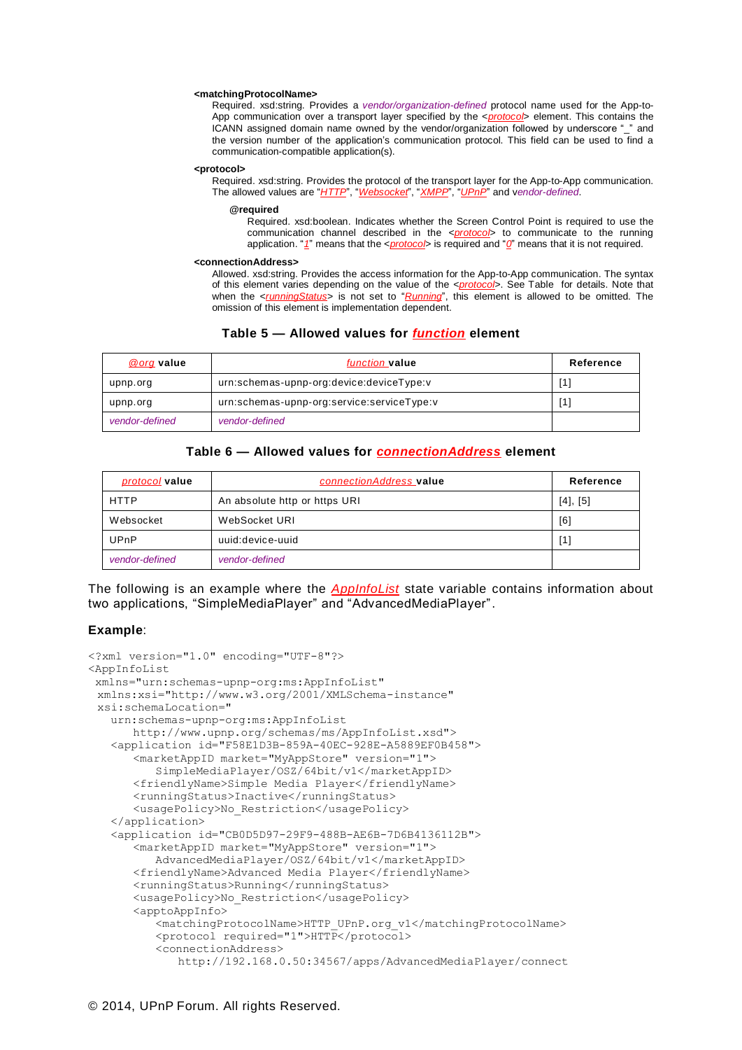**<matchingProtocolName>**

Required. xsd:string. Provides a *vendor/organization-defined* protocol name used for the App-to-App communication over a transport layer specified by the <*protocol*> element. This contains the ICANN assigned domain name owned by the vendor/organization followed by underscore "_" and the version number of the application's communication protocol. This field can be used to find a communication-compatible application(s).

**<protocol>**

Required. xsd:string. Provides the protocol of the transport layer for the App-to-App communication. The allowed values are "*HTTP*", "*Websocket*", "*XMPP*", "*UPnP*" and *vendor-defined*.

**@required**

Required. xsd:boolean. Indicates whether the Screen Control Point is required to use the communication channel described in the <*protocol*> to communicate to the running application. "*1*" means that the <*protocol*> is required and "*0*" means that it is not required.

**<connectionAddress>**

Allowed. xsd:string. Provides the access information for the App-to-App communication. The syntax of this element varies depending on the value of the <*protocol*>. See Table for details. Note that when the <*runningStatus*> is not set to "*Running*", this element is allowed to be omitted. The omission of this element is implementation dependent.

**Table 5 — Allowed values for *function* element**

| *@org* value | *function* value | Reference |
|---|---|---|
| upnp.org | urn:schemas-upnp-org:device:deviceType:v | [1] |
| upnp.org | urn:schemas-upnp-org:service:serviceType:v | [1] |
| *vendor-defined* | *vendor-defined* | |

**Table 6 — Allowed values for *connectionAddress* element**

| *protocol* value | *connectionAddress* value | Reference |
|---|---|---|
| HTTP | An absolute http or https URI | [4], [5] |
| Websocket | WebSocket URI | [6] |
| UPnP | uuid:device-uuid | [1] |
| *vendor-defined* | *vendor-defined* | |

The following is an example where the *AppInfoList* state variable contains information about two applications, "SimpleMediaPlayer" and "AdvancedMediaPlayer".

**Example**:

```
<?xml version="1.0" encoding="UTF-8"?>
<AppInfoList
 xmlns="urn:schemas-upnp-org:ms:AppInfoList"
 xmlns:xsi="http://www.w3.org/2001/XMLSchema-instance"
 xsi:schemaLocation="
   urn:schemas-upnp-org:ms:AppInfoList
      http://www.upnp.org/schemas/ms/AppInfoList.xsd">
   <application id="F58E1D3B-859A-40EC-928E-A5889EF0B458">
      <marketAppID market="MyAppStore" version="1">
         SimpleMediaPlayer/OSZ/64bit/v1</marketAppID>
      <friendlyName>Simple Media Player</friendlyName>
      <runningStatus>Inactive</runningStatus>
      <usagePolicy>No_Restriction</usagePolicy>
   </application>
   <application id="CB0D5D97-29F9-488B-AE6B-7D6B4136112B">
      <marketAppID market="MyAppStore" version="1">
         AdvancedMediaPlayer/OSZ/64bit/v1</marketAppID>
      <friendlyName>Advanced Media Player</friendlyName>
      <runningStatus>Running</runningStatus>
      <usagePolicy>No_Restriction</usagePolicy>
      <apptoAppInfo>
         <matchingProtocolName>HTTP_UPnP.org_v1</matchingProtocolName>
         <protocol required="1">HTTP</protocol>
         <connectionAddress>
            http://192.168.0.50:34567/apps/AdvancedMediaPlayer/connect
```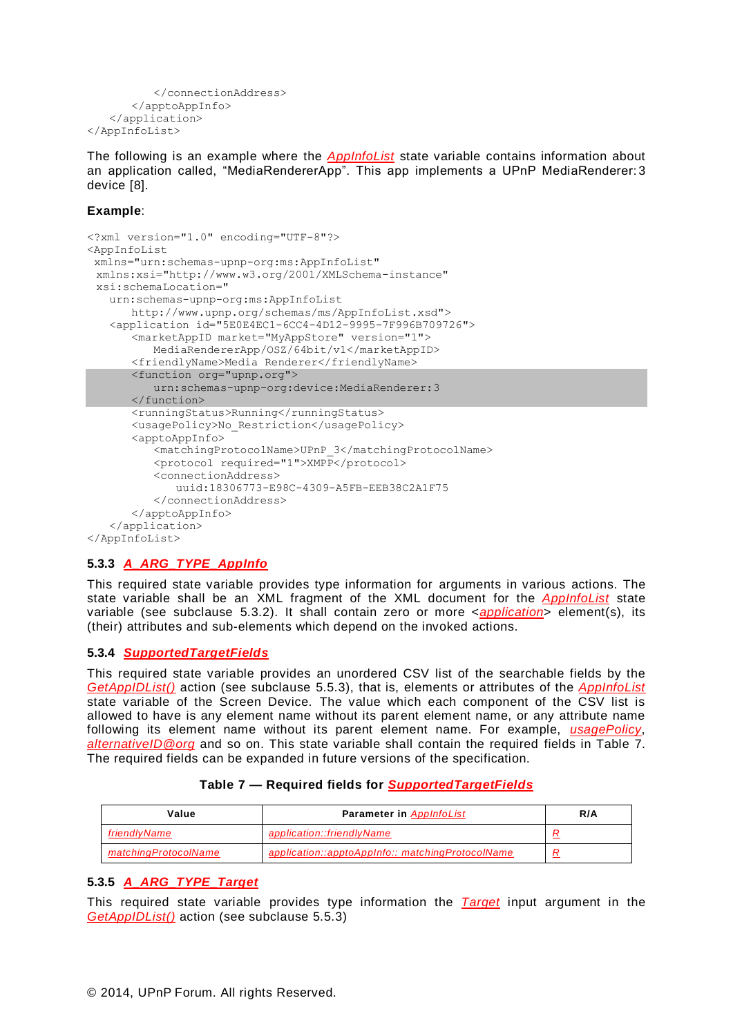```
        </connectionAddress>
      </apptoAppInfo>
    </application>
</AppInfoList>
```

The following is an example where the *AppInfoList* state variable contains information about an application called, “MediaRendererApp”. This app implements a UPnP MediaRenderer:3 device [8].

**Example**:

```
<?xml version="1.0" encoding="UTF-8"?>
<AppInfoList
 xmlns="urn:schemas-upnp-org:ms:AppInfoList"
 xmlns:xsi="http://www.w3.org/2001/XMLSchema-instance"
 xsi:schemaLocation="
   urn:schemas-upnp-org:ms:AppInfoList
      http://www.upnp.org/schemas/ms/AppInfoList.xsd">
   <application id="5E0E4EC1-6CC4-4D12-9995-7F996B709726">
      <marketAppID market="MyAppStore" version="1">
         MediaRendererApp/OSZ/64bit/v1</marketAppID>
      <friendlyName>Media Renderer</friendlyName>
      <function org="upnp.org">
         urn:schemas-upnp-org:device:MediaRenderer:3
      </function>
      <runningStatus>Running</runningStatus>
      <usagePolicy>No_Restriction</usagePolicy>
      <apptoAppInfo>
         <matchingProtocolName>UPnP_3</matchingProtocolName>
         <protocol required="1">XMPP</protocol>
         <connectionAddress>
            uuid:18306773-E98C-4309-A5FB-EEB38C2A1F75
         </connectionAddress>
      </apptoAppInfo>
   </application>
</AppInfoList>
```

### 5.3.3 *A_ARG_TYPE_AppInfo*

This required state variable provides type information for arguments in various actions. The state variable shall be an XML fragment of the XML document for the *AppInfoList* state variable (see subclause 5.3.2). It shall contain zero or more <*application*> element(s), its (their) attributes and sub-elements which depend on the invoked actions.

### 5.3.4 *SupportedTargetFields*

This required state variable provides an unordered CSV list of the searchable fields by the *GetAppIDList()* action (see subclause 5.5.3), that is, elements or attributes of the *AppInfoList* state variable of the Screen Device. The value which each component of the CSV list is allowed to have is any element name without its parent element name, or any attribute name following its element name without its parent element name. For example, *usagePolicy*, *alternativeID@org* and so on. This state variable shall contain the required fields in Table 7. The required fields can be expanded in future versions of the specification.

**Table 7 — Required fields for *SupportedTargetFields***

| Value | Parameter in *AppInfoList* | R/A |
|---|---|---|
| *friendlyName* | *application::friendlyName* | *R* |
| *matchingProtocolName* | *application::apptoAppInfo:: matchingProtocolName* | *R* |

### 5.3.5 *A_ARG_TYPE_Target*

This required state variable provides type information the *Target* input argument in the *GetAppIDList()* action (see subclause 5.5.3)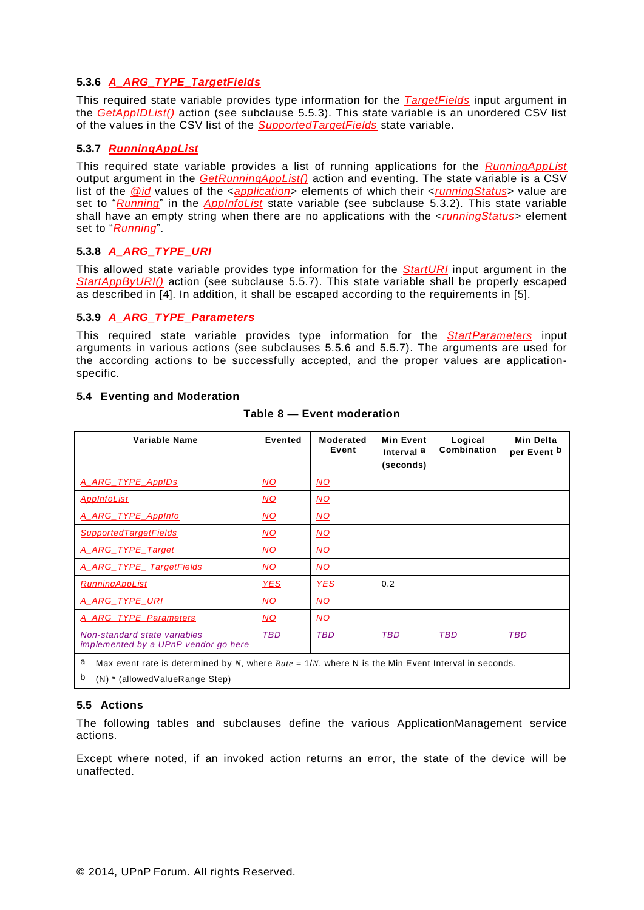### 5.3.6 *A_ARG_TYPE_TargetFields*

This required state variable provides type information for the *TargetFields* input argument in the *GetAppIDList()* action (see subclause 5.5.3). This state variable is an unordered CSV list of the values in the CSV list of the *SupportedTargetFields* state variable.

### 5.3.7 *RunningAppList*

This required state variable provides a list of running applications for the *RunningAppList* output argument in the *GetRunningAppList()* action and eventing. The state variable is a CSV list of the *@id* values of the <*application*> elements of which their <*runningStatus*> value are set to "*Running*" in the *AppInfoList* state variable (see subclause 5.3.2). This state variable shall have an empty string when there are no applications with the <*runningStatus*> element set to "*Running*".

### 5.3.8 *A_ARG_TYPE_URI*

This allowed state variable provides type information for the *StartURI* input argument in the *StartAppByURI()* action (see subclause 5.5.7). This state variable shall be properly escaped as described in [4]. In addition, it shall be escaped according to the requirements in [5].

### 5.3.9 *A_ARG_TYPE_Parameters*

This required state variable provides type information for the *StartParameters* input arguments in various actions (see subclauses 5.5.6 and 5.5.7). The arguments are used for the according actions to be successfully accepted, and the proper values are application-specific.

## 5.4 Eventing and Moderation

**Table 8 — Event moderation**

| Variable Name | Evented | Moderated Event | Min Event Interval [a] (seconds) | Logical Combination | Min Delta per Event [b] |
|---|---|---|---|---|---|
| *A_ARG_TYPE_AppIDs* | *NO* | *NO* | | | |
| *AppInfoList* | *NO* | *NO* | | | |
| *A_ARG_TYPE_AppInfo* | *NO* | *NO* | | | |
| *SupportedTargetFields* | *NO* | *NO* | | | |
| *A_ARG_TYPE_Target* | *NO* | *NO* | | | |
| *A_ARG_TYPE_ TargetFields* | *NO* | *NO* | | | |
| *RunningAppList* | *YES* | *YES* | 0.2 | | |
| *A_ARG_TYPE_URI* | *NO* | *NO* | | | |
| *A_ARG_TYPE_Parameters* | *NO* | *NO* | | | |
| *Non-standard state variables implemented by a UPnP vendor go here* | *TBD* | *TBD* | *TBD* | *TBD* | *TBD* |

[a] Max event rate is determined by $N$, where $Rate = 1/N$, where N is the Min Event Interval in seconds.

[b] (N) * (allowedValueRange Step)

## 5.5 Actions

The following tables and subclauses define the various ApplicationManagement service actions.

Except where noted, if an invoked action returns an error, the state of the device will be unaffected.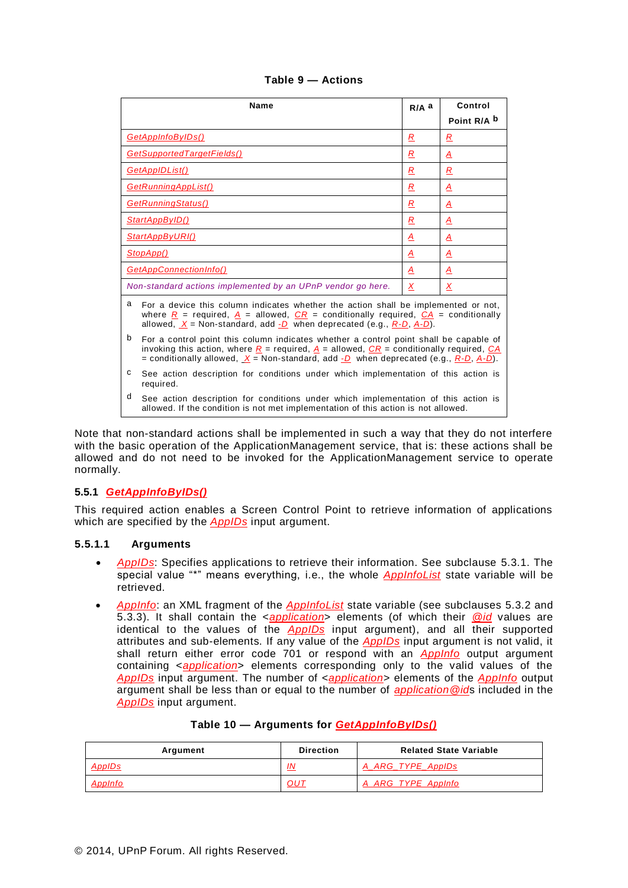**Table 9 — Actions**

| Name | R/A [a] | Control Point R/A [b] |
|---|---|---|
| GetAppInfoByIDs() | R | R |
| GetSupportedTargetFields() | R | A |
| GetAppIDList() | R | R |
| GetRunningAppList() | R | A |
| GetRunningStatus() | R | A |
| StartAppByID() | R | A |
| StartAppByURI() | A | A |
| StopApp() | A | A |
| GetAppConnectionInfo() | A | A |
| Non-standard actions implemented by an UPnP vendor go here. | X | X |

[a] For a device this column indicates whether the action shall be implemented or not, where R = required, A = allowed, CR = conditionally required, CA = conditionally allowed, X = Non-standard, add -D when deprecated (e.g., R-D, A-D).

[b] For a control point this column indicates whether a control point shall be capable of invoking this action, where R = required, A = allowed, CR = conditionally required, CA = conditionally allowed, X = Non-standard, add -D when deprecated (e.g., R-D, A-D).

[c] See action description for conditions under which implementation of this action is required.

[d] See action description for conditions under which implementation of this action is allowed. If the condition is not met implementation of this action is not allowed.

Note that non-standard actions shall be implemented in such a way that they do not interfere with the basic operation of the ApplicationManagement service, that is: these actions shall be allowed and do not need to be invoked for the ApplicationManagement service to operate normally.

### 5.5.1 GetAppInfoByIDs()

This required action enables a Screen Control Point to retrieve information of applications which are specified by the AppIDs input argument.

#### 5.5.1.1 Arguments

- AppIDs: Specifies applications to retrieve their information. See subclause 5.3.1. The special value "*" means everything, i.e., the whole AppInfoList state variable will be retrieved.
- AppInfo: an XML fragment of the AppInfoList state variable (see subclauses 5.3.2 and 5.3.3). It shall contain the <application> elements (of which their @id values are identical to the values of the AppIDs input argument), and all their supported attributes and sub-elements. If any value of the AppIDs input argument is not valid, it shall return either error code 701 or respond with an AppInfo output argument containing <application> elements corresponding only to the valid values of the AppIDs input argument. The number of <application> elements of the AppInfo output argument shall be less than or equal to the number of application@ids included in the AppIDs input argument.

**Table 10 — Arguments for GetAppInfoByIDs()**

| Argument | Direction | Related State Variable |
|---|---|---|
| AppIDs | IN | A_ARG_TYPE_AppIDs |
| AppInfo | OUT | A_ARG_TYPE_AppInfo |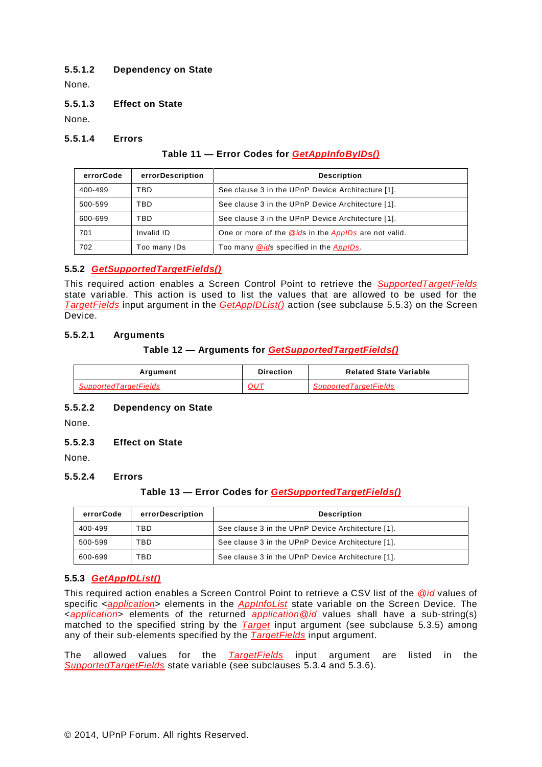#### 5.5.1.2 Dependency on State

None.

#### 5.5.1.3 Effect on State

None.

#### 5.5.1.4 Errors

**Table 11 — Error Codes for *GetAppInfoByIDs()***

| errorCode | errorDescription | Description |
|---|---|---|
| 400-499 | TBD | See clause 3 in the UPnP Device Architecture [1]. |
| 500-599 | TBD | See clause 3 in the UPnP Device Architecture [1]. |
| 600-699 | TBD | See clause 3 in the UPnP Device Architecture [1]. |
| 701 | Invalid ID | One or more of the *@id*s in the *AppIDs* are not valid. |
| 702 | Too many IDs | Too many *@id*s specified in the *AppIDs*. |

### 5.5.2 *GetSupportedTargetFields()*

This required action enables a Screen Control Point to retrieve the *SupportedTargetFields* state variable. This action is used to list the values that are allowed to be used for the *TargetFields* input argument in the *GetAppIDList()* action (see subclause 5.5.3) on the Screen Device.

#### 5.5.2.1 Arguments

**Table 12 — Arguments for *GetSupportedTargetFields()***

| Argument | Direction | Related State Variable |
|---|---|---|
| *SupportedTargetFields* | *OUT* | *SupportedTargetFields* |

#### 5.5.2.2 Dependency on State

None.

#### 5.5.2.3 Effect on State

None.

#### 5.5.2.4 Errors

**Table 13 — Error Codes for *GetSupportedTargetFields()***

| errorCode | errorDescription | Description |
|---|---|---|
| 400-499 | TBD | See clause 3 in the UPnP Device Architecture [1]. |
| 500-599 | TBD | See clause 3 in the UPnP Device Architecture [1]. |
| 600-699 | TBD | See clause 3 in the UPnP Device Architecture [1]. |

### 5.5.3 *GetAppIDList()*

This required action enables a Screen Control Point to retrieve a CSV list of the *@id* values of specific <*application*> elements in the *AppInfoList* state variable on the Screen Device. The <*application*> elements of the returned *application@id* values shall have a sub-string(s) matched to the specified string by the *Target* input argument (see subclause 5.3.5) among any of their sub-elements specified by the *TargetFields* input argument.

The allowed values for the *TargetFields* input argument are listed in the *SupportedTargetFields* state variable (see subclauses 5.3.4 and 5.3.6).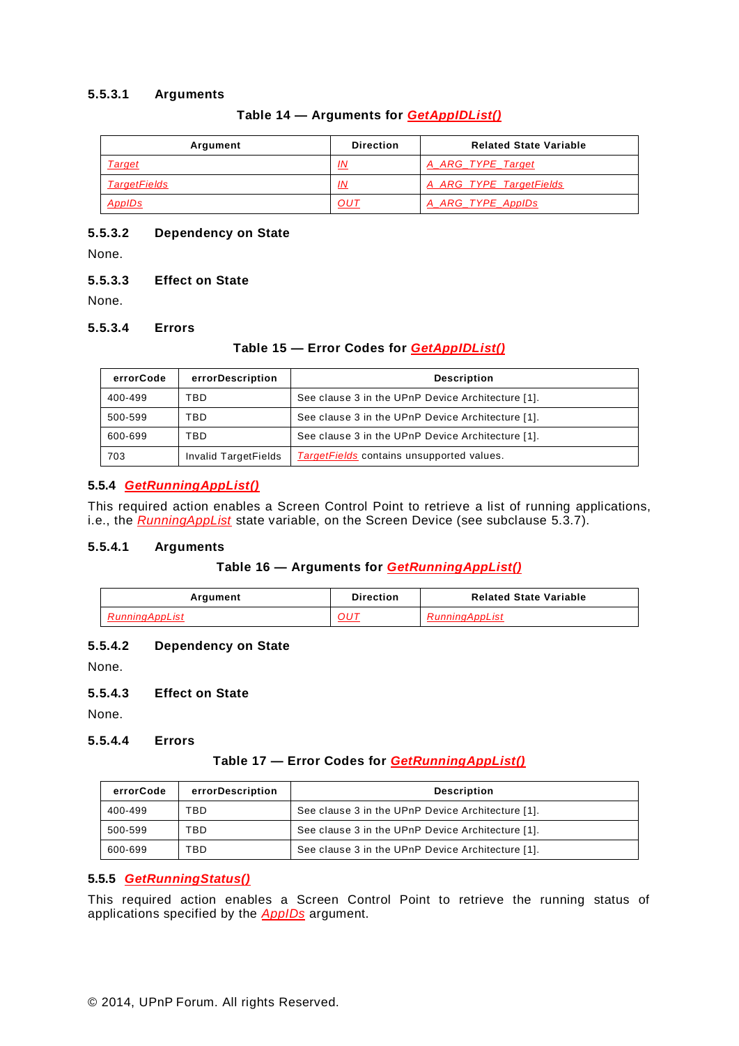#### 5.5.3.1 Arguments

**Table 14 — Arguments for *GetAppIDList()***

| Argument | Direction | Related State Variable |
|---|---|---|
| *Target* | *IN* | *A_ARG_TYPE_Target* |
| *TargetFields* | *IN* | *A_ARG_TYPE_TargetFields* |
| *AppIDs* | *OUT* | *A_ARG_TYPE_AppIDs* |

#### 5.5.3.2 Dependency on State

None.

#### 5.5.3.3 Effect on State

None.

#### 5.5.3.4 Errors

**Table 15 — Error Codes for *GetAppIDList()***

| errorCode | errorDescription | Description |
|---|---|---|
| 400-499 | TBD | See clause 3 in the UPnP Device Architecture [1]. |
| 500-599 | TBD | See clause 3 in the UPnP Device Architecture [1]. |
| 600-699 | TBD | See clause 3 in the UPnP Device Architecture [1]. |
| 703 | Invalid TargetFields | *TargetFields* contains unsupported values. |

### 5.5.4 *GetRunningAppList()*

This required action enables a Screen Control Point to retrieve a list of running applications, i.e., the *RunningAppList* state variable, on the Screen Device (see subclause 5.3.7).

#### 5.5.4.1 Arguments

**Table 16 — Arguments for *GetRunningAppList()***

| Argument | Direction | Related State Variable |
|---|---|---|
| *RunningAppList* | *OUT* | *RunningAppList* |

#### 5.5.4.2 Dependency on State

None.

#### 5.5.4.3 Effect on State

None.

#### 5.5.4.4 Errors

**Table 17 — Error Codes for *GetRunningAppList()***

| errorCode | errorDescription | Description |
|---|---|---|
| 400-499 | TBD | See clause 3 in the UPnP Device Architecture [1]. |
| 500-599 | TBD | See clause 3 in the UPnP Device Architecture [1]. |
| 600-699 | TBD | See clause 3 in the UPnP Device Architecture [1]. |

### 5.5.5 *GetRunningStatus()*

This required action enables a Screen Control Point to retrieve the running status of applications specified by the *AppIDs* argument.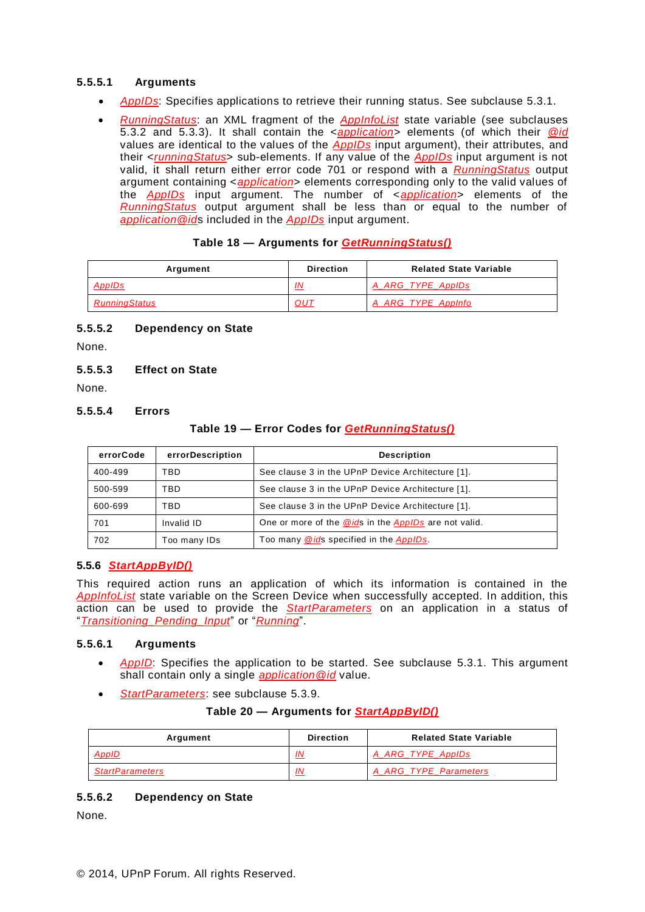#### 5.5.5.1 Arguments

- *AppIDs*: Specifies applications to retrieve their running status. See subclause 5.3.1.
- *RunningStatus*: an XML fragment of the *AppInfoList* state variable (see subclauses 5.3.2 and 5.3.3). It shall contain the <*application*> elements (of which their *@id* values are identical to the values of the *AppIDs* input argument), their attributes, and their <*runningStatus*> sub-elements. If any value of the *AppIDs* input argument is not valid, it shall return either error code 701 or respond with a *RunningStatus* output argument containing <*application*> elements corresponding only to the valid values of the *AppIDs* input argument. The number of <*application*> elements of the *RunningStatus* output argument shall be less than or equal to the number of *application@id*s included in the *AppIDs* input argument.

**Table 18 — Arguments for *GetRunningStatus()***

| Argument | Direction | Related State Variable |
|---|---|---|
| *AppIDs* | *IN* | *A_ARG_TYPE_AppIDs* |
| *RunningStatus* | *OUT* | *A_ARG_TYPE_AppInfo* |

#### 5.5.5.2 Dependency on State

None.

#### 5.5.5.3 Effect on State

None.

#### 5.5.5.4 Errors

**Table 19 — Error Codes for *GetRunningStatus()***

| errorCode | errorDescription | Description |
|---|---|---|
| 400-499 | TBD | See clause 3 in the UPnP Device Architecture [1]. |
| 500-599 | TBD | See clause 3 in the UPnP Device Architecture [1]. |
| 600-699 | TBD | See clause 3 in the UPnP Device Architecture [1]. |
| 701 | Invalid ID | One or more of the *@id*s in the *AppIDs* are not valid. |
| 702 | Too many IDs | Too many *@id*s specified in the *AppIDs*. |

### 5.5.6 *StartAppByID()*

This required action runs an application of which its information is contained in the *AppInfoList* state variable on the Screen Device when successfully accepted. In addition, this action can be used to provide the *StartParameters* on an application in a status of "*Transitioning_Pending_Input*" or "*Running*".

#### 5.5.6.1 Arguments

- *AppID*: Specifies the application to be started. See subclause 5.3.1. This argument shall contain only a single *application@id* value.
- *StartParameters*: see subclause 5.3.9.

**Table 20 — Arguments for *StartAppByID()***

| Argument | Direction | Related State Variable |
|---|---|---|
| *AppID* | *IN* | *A_ARG_TYPE_AppIDs* |
| *StartParameters* | *IN* | *A_ARG_TYPE_Parameters* |

#### 5.5.6.2 Dependency on State

None.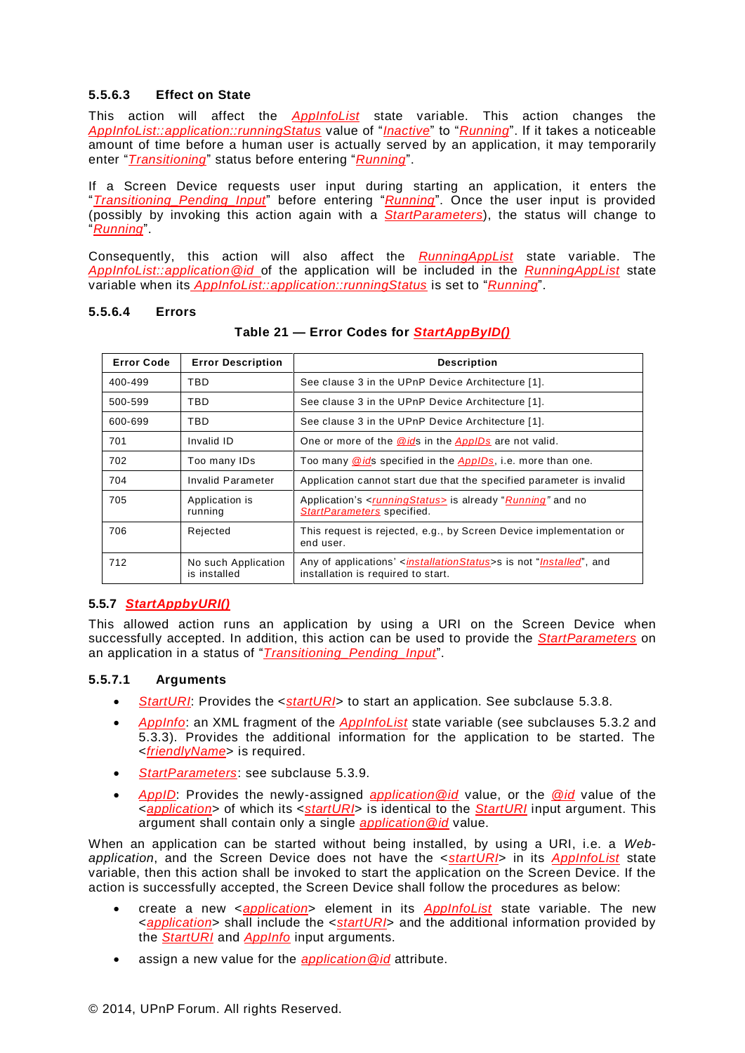#### 5.5.6.3 Effect on State

This action will affect the *AppInfoList* state variable. This action changes the *AppInfoList::application::runningStatus* value of "*Inactive*" to "*Running*". If it takes a noticeable amount of time before a human user is actually served by an application, it may temporarily enter "*Transitioning*" status before entering "*Running*".

If a Screen Device requests user input during starting an application, it enters the "*Transitioning_Pending_Input*" before entering "*Running*". Once the user input is provided (possibly by invoking this action again with a *StartParameters*), the status will change to "*Running*".

Consequently, this action will also affect the *RunningAppList* state variable. The *AppInfoList::application@id* of the application will be included in the *RunningAppList* state variable when its *AppInfoList::application::runningStatus* is set to "*Running*".

#### 5.5.6.4 Errors

**Table 21 — Error Codes for *StartAppByID()***

| Error Code | Error Description | Description |
|---|---|---|
| 400-499 | TBD | See clause 3 in the UPnP Device Architecture [1]. |
| 500-599 | TBD | See clause 3 in the UPnP Device Architecture [1]. |
| 600-699 | TBD | See clause 3 in the UPnP Device Architecture [1]. |
| 701 | Invalid ID | One or more of the *@id*s in the *AppIDs* are not valid. |
| 702 | Too many IDs | Too many *@id*s specified in the *AppIDs*, i.e. more than one. |
| 704 | Invalid Parameter | Application cannot start due that the specified parameter is invalid |
| 705 | Application is running | Application's <*runningStatus>* is already "*Running*" and no *StartParameters* specified. |
| 706 | Rejected | This request is rejected, e.g., by Screen Device implementation or end user. |
| 712 | No such Application is installed | Any of applications' <*installationStatus*>s is not "*Installed*", and installation is required to start. |

### 5.5.7 *StartAppbyURI()*

This allowed action runs an application by using a URI on the Screen Device when successfully accepted. In addition, this action can be used to provide the *StartParameters* on an application in a status of "*Transitioning_Pending_Input*".

#### 5.5.7.1 Arguments

- *StartURI*: Provides the <*startURI*> to start an application. See subclause 5.3.8.
- *AppInfo*: an XML fragment of the *AppInfoList* state variable (see subclauses 5.3.2 and 5.3.3). Provides the additional information for the application to be started. The <*friendlyName*> is required.
- *StartParameters*: see subclause 5.3.9.
- *AppID*: Provides the newly-assigned *application@id* value, or the *@id* value of the <*application*> of which its <*startURI*> is identical to the *StartURI* input argument. This argument shall contain only a single *application@id* value.

When an application can be started without being installed, by using a URI, i.e. a *Web-application*, and the Screen Device does not have the <*startURI*> in its *AppInfoList* state variable, then this action shall be invoked to start the application on the Screen Device. If the action is successfully accepted, the Screen Device shall follow the procedures as below:

- create a new <*application*> element in its *AppInfoList* state variable. The new <*application*> shall include the <*startURI*> and the additional information provided by the *StartURI* and *AppInfo* input arguments.
- assign a new value for the *application@id* attribute.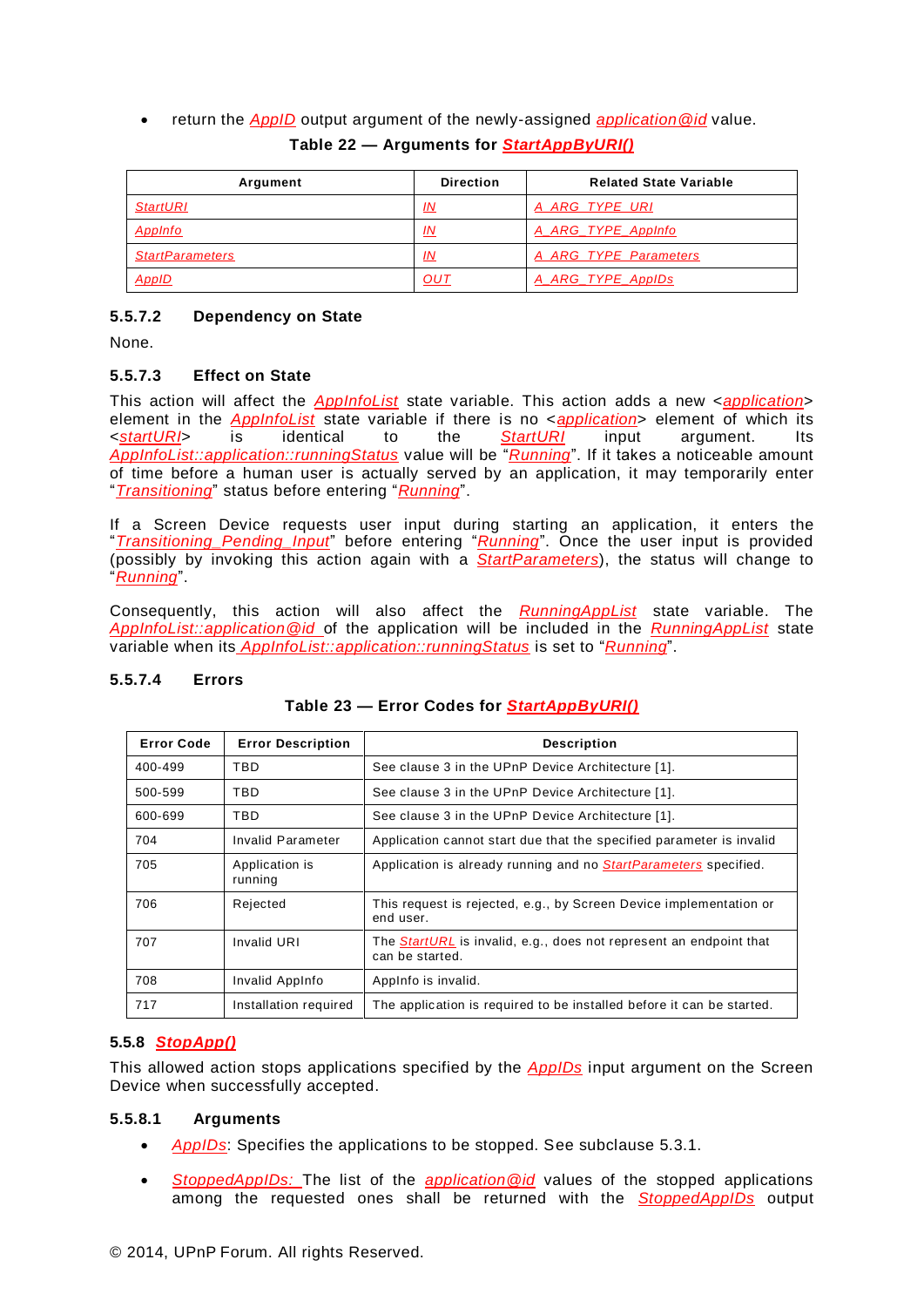- return the *AppID* output argument of the newly-assigned *application@id* value.

**Table 22 — Arguments for *StartAppByURI()***

| Argument | Direction | Related State Variable |
|---|---|---|
| *StartURI* | *IN* | *A_ARG_TYPE_URI* |
| *AppInfo* | *IN* | *A_ARG_TYPE_AppInfo* |
| *StartParameters* | *IN* | *A_ARG_TYPE_Parameters* |
| *AppID* | *OUT* | *A_ARG_TYPE_AppIDs* |

#### 5.5.7.2 Dependency on State

None.

#### 5.5.7.3 Effect on State

This action will affect the *AppInfoList* state variable. This action adds a new <*application*> element in the *AppInfoList* state variable if there is no <*application*> element of which its <*startURI*> is identical to the *StartURI* input argument. Its *AppInfoList::application::runningStatus* value will be "*Running*". If it takes a noticeable amount of time before a human user is actually served by an application, it may temporarily enter "*Transitioning*" status before entering "*Running*".

If a Screen Device requests user input during starting an application, it enters the "*Transitioning_Pending_Input*" before entering "*Running*". Once the user input is provided (possibly by invoking this action again with a *StartParameters*), the status will change to "*Running*".

Consequently, this action will also affect the *RunningAppList* state variable. The *AppInfoList::application@id* of the application will be included in the *RunningAppList* state variable when its *AppInfoList::application::runningStatus* is set to "*Running*".

#### 5.5.7.4 Errors

**Table 23 — Error Codes for *StartAppByURI()***

| Error Code | Error Description | Description |
|---|---|---|
| 400-499 | TBD | See clause 3 in the UPnP Device Architecture [1]. |
| 500-599 | TBD | See clause 3 in the UPnP Device Architecture [1]. |
| 600-699 | TBD | See clause 3 in the UPnP Device Architecture [1]. |
| 704 | Invalid Parameter | Application cannot start due that the specified parameter is invalid |
| 705 | Application is running | Application is already running and no *StartParameters* specified. |
| 706 | Rejected | This request is rejected, e.g., by Screen Device implementation or end user. |
| 707 | Invalid URI | The *StartURL* is invalid, e.g., does not represent an endpoint that can be started. |
| 708 | Invalid AppInfo | AppInfo is invalid. |
| 717 | Installation required | The application is required to be installed before it can be started. |

### 5.5.8 *StopApp()*

This allowed action stops applications specified by the *AppIDs* input argument on the Screen Device when successfully accepted.

#### 5.5.8.1 Arguments

- *AppIDs*: Specifies the applications to be stopped. See subclause 5.3.1.
- *StoppedAppIDs:* The list of the *application@id* values of the stopped applications among the requested ones shall be returned with the *StoppedAppIDs* output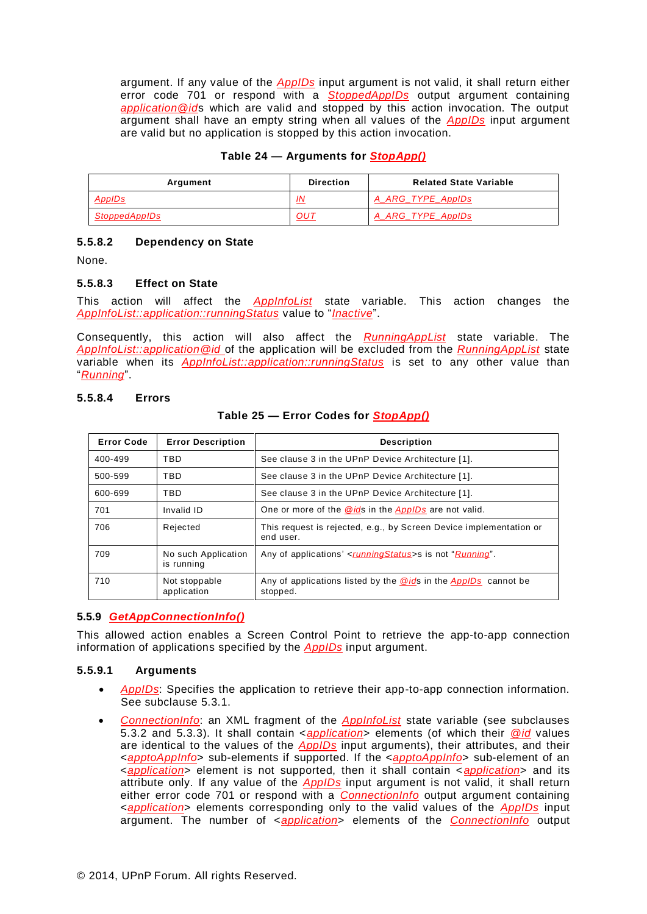argument. If any value of the *AppIDs* input argument is not valid, it shall return either error code 701 or respond with a *StoppedAppIDs* output argument containing *application@id*s which are valid and stopped by this action invocation. The output argument shall have an empty string when all values of the *AppIDs* input argument are valid but no application is stopped by this action invocation.

**Table 24 — Arguments for *StopApp()***

| Argument | Direction | Related State Variable |
|---|---|---|
| *AppIDs* | *IN* | *A_ARG_TYPE_AppIDs* |
| *StoppedAppIDs* | *OUT* | *A_ARG_TYPE_AppIDs* |

#### 5.5.8.2 Dependency on State

None.

#### 5.5.8.3 Effect on State

This action will affect the *AppInfoList* state variable. This action changes the *AppInfoList::application::runningStatus* value to "*Inactive*".

Consequently, this action will also affect the *RunningAppList* state variable. The *AppInfoList::application@id* of the application will be excluded from the *RunningAppList* state variable when its *AppInfoList::application::runningStatus* is set to any other value than "*Running*".

#### 5.5.8.4 Errors

**Table 25 — Error Codes for *StopApp()***

| Error Code | Error Description | Description |
|---|---|---|
| 400-499 | TBD | See clause 3 in the UPnP Device Architecture [1]. |
| 500-599 | TBD | See clause 3 in the UPnP Device Architecture [1]. |
| 600-699 | TBD | See clause 3 in the UPnP Device Architecture [1]. |
| 701 | Invalid ID | One or more of the *@id*s in the *AppIDs* are not valid. |
| 706 | Rejected | This request is rejected, e.g., by Screen Device implementation or end user. |
| 709 | No such Application is running | Any of applications' <*runningStatus*>s is not "*Running*". |
| 710 | Not stoppable application | Any of applications listed by the *@id*s in the *AppIDs* cannot be stopped. |

### 5.5.9 *GetAppConnectionInfo()*

This allowed action enables a Screen Control Point to retrieve the app-to-app connection information of applications specified by the *AppIDs* input argument.

#### 5.5.9.1 Arguments

- *AppIDs*: Specifies the application to retrieve their app-to-app connection information. See subclause 5.3.1.
- *ConnectionInfo*: an XML fragment of the *AppInfoList* state variable (see subclauses 5.3.2 and 5.3.3). It shall contain <*application*> elements (of which their *@id* values are identical to the values of the *AppIDs* input arguments), their attributes, and their <*apptoAppInfo*> sub-elements if supported. If the <*apptoAppInfo*> sub-element of an <*application*> element is not supported, then it shall contain <*application*> and its attribute only. If any value of the *AppIDs* input argument is not valid, it shall return either error code 701 or respond with a *ConnectionInfo* output argument containing <*application*> elements corresponding only to the valid values of the *AppIDs* input argument. The number of <*application*> elements of the *ConnectionInfo* output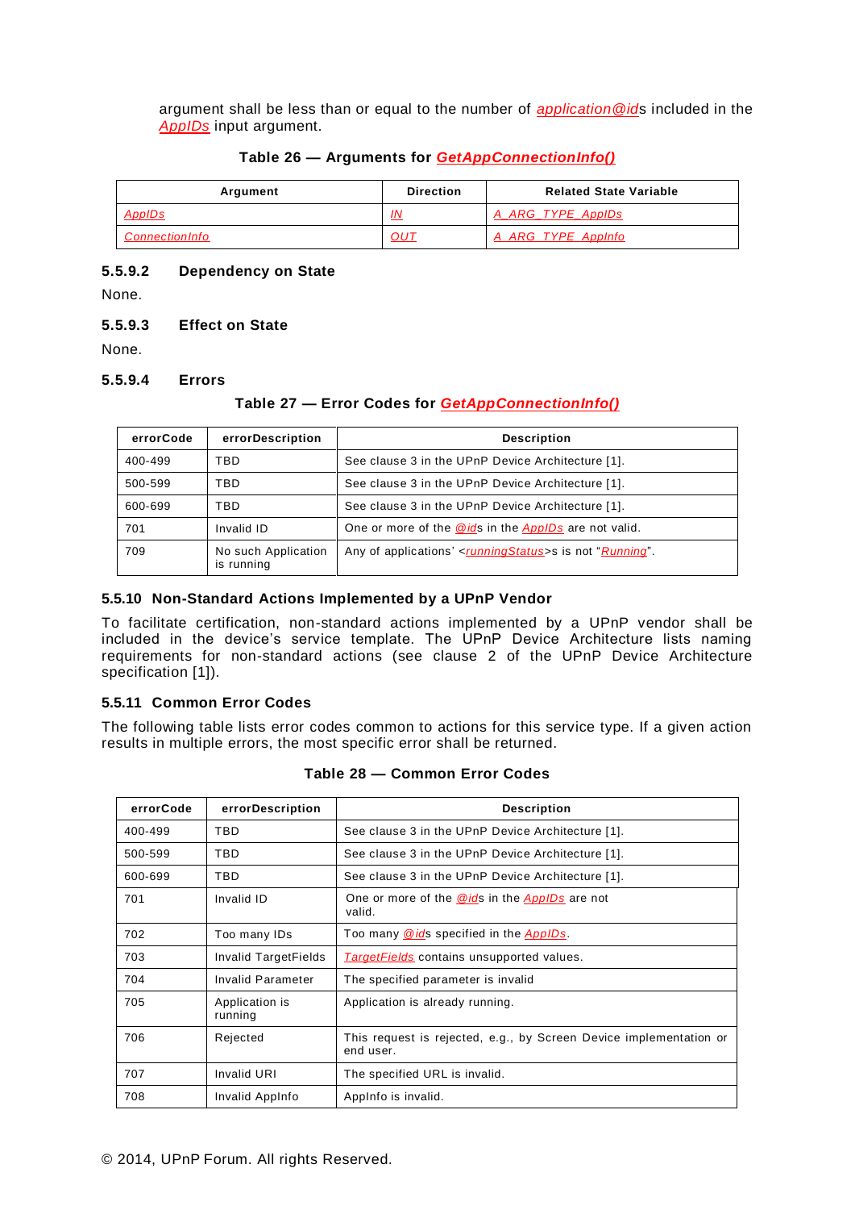argument shall be less than or equal to the number of *application@id*s included in the *AppIDs* input argument.

**Table 26 — Arguments for *GetAppConnectionInfo()***

| Argument | Direction | Related State Variable |
|---|---|---|
| *AppIDs* | *IN* | *A_ARG_TYPE_AppIDs* |
| *ConnectionInfo* | *OUT* | *A_ARG_TYPE_AppInfo* |

#### 5.5.9.2 Dependency on State

None.

#### 5.5.9.3 Effect on State

None.

#### 5.5.9.4 Errors

**Table 27 — Error Codes for *GetAppConnectionInfo()***

| errorCode | errorDescription | Description |
|---|---|---|
| 400-499 | TBD | See clause 3 in the UPnP Device Architecture [1]. |
| 500-599 | TBD | See clause 3 in the UPnP Device Architecture [1]. |
| 600-699 | TBD | See clause 3 in the UPnP Device Architecture [1]. |
| 701 | Invalid ID | One or more of the *@id*s in the *AppIDs* are not valid. |
| 709 | No such Application is running | Any of applications' <*runningStatus*>s is not "*Running*". |

### 5.5.10 Non-Standard Actions Implemented by a UPnP Vendor

To facilitate certification, non-standard actions implemented by a UPnP vendor shall be included in the device's service template. The UPnP Device Architecture lists naming requirements for non-standard actions (see clause 2 of the UPnP Device Architecture specification [1]).

### 5.5.11 Common Error Codes

The following table lists error codes common to actions for this service type. If a given action results in multiple errors, the most specific error shall be returned.

**Table 28 — Common Error Codes**

| errorCode | errorDescription | Description |
|---|---|---|
| 400-499 | TBD | See clause 3 in the UPnP Device Architecture [1]. |
| 500-599 | TBD | See clause 3 in the UPnP Device Architecture [1]. |
| 600-699 | TBD | See clause 3 in the UPnP Device Architecture [1]. |
| 701 | Invalid ID | One or more of the *@id*s in the *AppIDs* are not valid. |
| 702 | Too many IDs | Too many *@id*s specified in the *AppIDs*. |
| 703 | Invalid TargetFields | *TargetFields* contains unsupported values. |
| 704 | Invalid Parameter | The specified parameter is invalid |
| 705 | Application is running | Application is already running. |
| 706 | Rejected | This request is rejected, e.g., by Screen Device implementation or end user. |
| 707 | Invalid URI | The specified URL is invalid. |
| 708 | Invalid AppInfo | AppInfo is invalid. |

© 2014, UPnP Forum. All rights Reserved.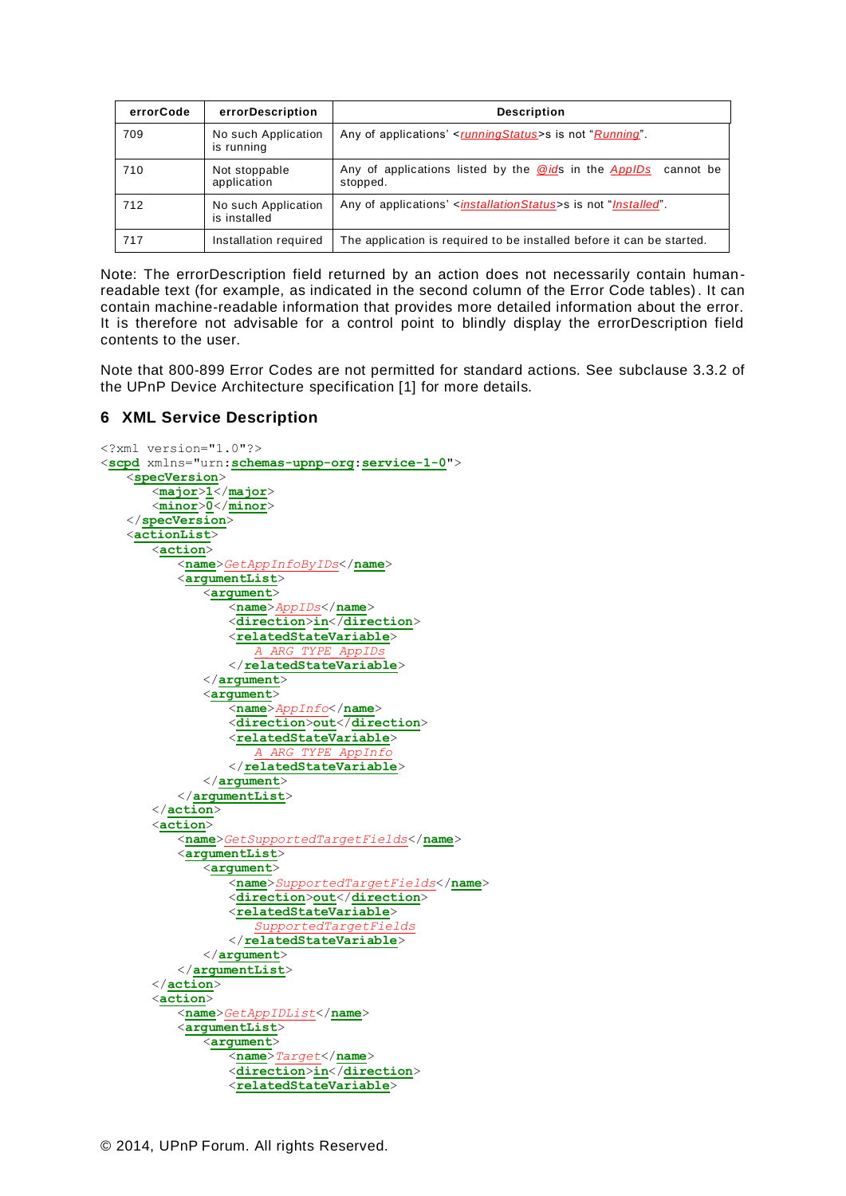| errorCode | errorDescription | Description |
| --- | --- | --- |
| 709 | No such Application is running | Any of applications' <runningStatus>s is not "Running". |
| 710 | Not stoppable application | Any of applications listed by the @ids in the AppIDs cannot be stopped. |
| 712 | No such Application is installed | Any of applications' <installationStatus>s is not "Installed". |
| 717 | Installation required | The application is required to be installed before it can be started. |

Note: The errorDescription field returned by an action does not necessarily contain human-readable text (for example, as indicated in the second column of the Error Code tables). It can contain machine-readable information that provides more detailed information about the error. It is therefore not advisable for a control point to blindly display the errorDescription field contents to the user.

Note that 800-899 Error Codes are not permitted for standard actions. See subclause 3.3.2 of the UPnP Device Architecture specification [1] for more details.

## 6 XML Service Description

```
<?xml version="1.0"?>
<scpd xmlns="urn:schemas-upnp-org:service-1-0">
    <specVersion>
        <major>1</major>
        <minor>0</minor>
    </specVersion>
    <actionList>
        <action>
            <name>GetAppInfoByIDs</name>
            <argumentList>
                <argument>
                    <name>AppIDs</name>
                    <direction>in</direction>
                    <relatedStateVariable>
                        A_ARG_TYPE_AppIDs
                    </relatedStateVariable>
                </argument>
                <argument>
                    <name>AppInfo</name>
                    <direction>out</direction>
                    <relatedStateVariable>
                        A_ARG_TYPE_AppInfo
                    </relatedStateVariable>
                </argument>
            </argumentList>
        </action>
        <action>
            <name>GetSupportedTargetFields</name>
            <argumentList>
                <argument>
                    <name>SupportedTargetFields</name>
                    <direction>out</direction>
                    <relatedStateVariable>
                        SupportedTargetFields
                    </relatedStateVariable>
                </argument>
            </argumentList>
        </action>
        <action>
            <name>GetAppIDList</name>
            <argumentList>
                <argument>
                    <name>Target</name>
                    <direction>in</direction>
                    <relatedStateVariable>
```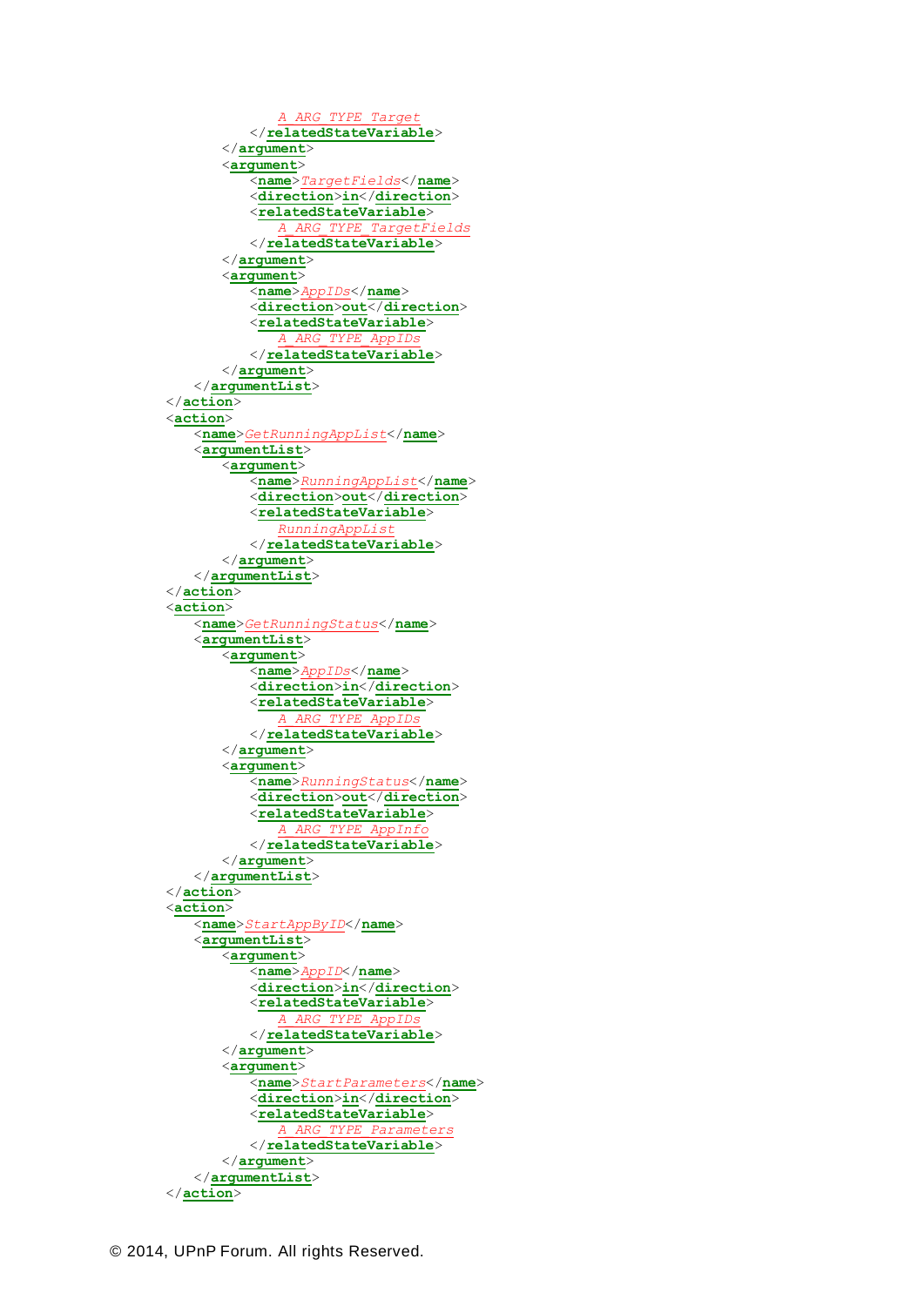```
                A_ARG_TYPE_Target
            </relatedStateVariable>
        </argument>
        <argument>
            <name>TargetFields</name>
            <direction>in</direction>
            <relatedStateVariable>
                A_ARG_TYPE_TargetFields
            </relatedStateVariable>
        </argument>
        <argument>
            <name>AppIDs</name>
            <direction>out</direction>
            <relatedStateVariable>
                A_ARG_TYPE_AppIDs
            </relatedStateVariable>
        </argument>
    </argumentList>
</action>
<action>
    <name>GetRunningAppList</name>
    <argumentList>
        <argument>
            <name>RunningAppList</name>
            <direction>out</direction>
            <relatedStateVariable>
                RunningAppList
            </relatedStateVariable>
        </argument>
    </argumentList>
</action>
<action>
    <name>GetRunningStatus</name>
    <argumentList>
        <argument>
            <name>AppIDs</name>
            <direction>in</direction>
            <relatedStateVariable>
                A_ARG_TYPE_AppIDs
            </relatedStateVariable>
        </argument>
        <argument>
            <name>RunningStatus</name>
            <direction>out</direction>
            <relatedStateVariable>
                A_ARG_TYPE_AppInfo
            </relatedStateVariable>
        </argument>
    </argumentList>
</action>
<action>
    <name>StartAppByID</name>
    <argumentList>
        <argument>
            <name>AppID</name>
            <direction>in</direction>
            <relatedStateVariable>
                A_ARG_TYPE_AppIDs
            </relatedStateVariable>
        </argument>
        <argument>
            <name>StartParameters</name>
            <direction>in</direction>
            <relatedStateVariable>
                A_ARG_TYPE_Parameters
            </relatedStateVariable>
        </argument>
    </argumentList>
</action>
```

© 2014, UPnP Forum. All rights Reserved.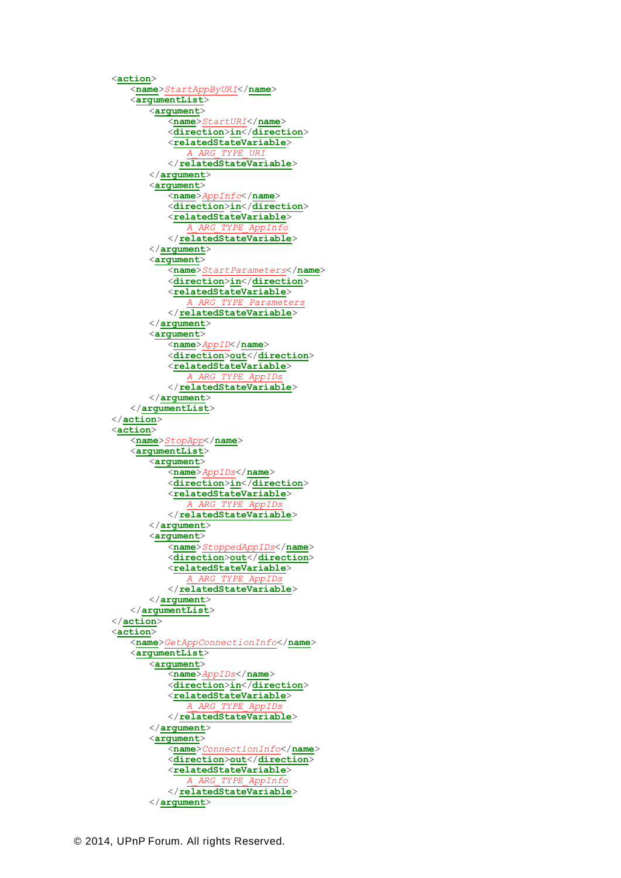```xml
<action>
   <name>StartAppByURI</name>
   <argumentList>
      <argument>
         <name>StartURI</name>
         <direction>in</direction>
         <relatedStateVariable>
            A_ARG_TYPE_URI
         </relatedStateVariable>
      </argument>
      <argument>
         <name>AppInfo</name>
         <direction>in</direction>
         <relatedStateVariable>
            A_ARG_TYPE_AppInfo
         </relatedStateVariable>
      </argument>
      <argument>
         <name>StartParameters</name>
         <direction>in</direction>
         <relatedStateVariable>
            A_ARG_TYPE_Parameters
         </relatedStateVariable>
      </argument>
      <argument>
         <name>AppID</name>
         <direction>out</direction>
         <relatedStateVariable>
            A_ARG_TYPE_AppIDs
         </relatedStateVariable>
      </argument>
   </argumentList>
</action>
<action>
   <name>StopApp</name>
   <argumentList>
      <argument>
         <name>AppIDs</name>
         <direction>in</direction>
         <relatedStateVariable>
            A_ARG_TYPE_AppIDs
         </relatedStateVariable>
      </argument>
      <argument>
         <name>StoppedAppIDs</name>
         <direction>out</direction>
         <relatedStateVariable>
            A_ARG_TYPE_AppIDs
         </relatedStateVariable>
      </argument>
   </argumentList>
</action>
<action>
   <name>GetAppConnectionInfo</name>
   <argumentList>
      <argument>
         <name>AppIDs</name>
         <direction>in</direction>
         <relatedStateVariable>
            A_ARG_TYPE_AppIDs
         </relatedStateVariable>
      </argument>
      <argument>
         <name>ConnectionInfo</name>
         <direction>out</direction>
         <relatedStateVariable>
            A_ARG_TYPE_AppInfo
         </relatedStateVariable>
      </argument>
```

© 2014, UPnP Forum. All rights Reserved.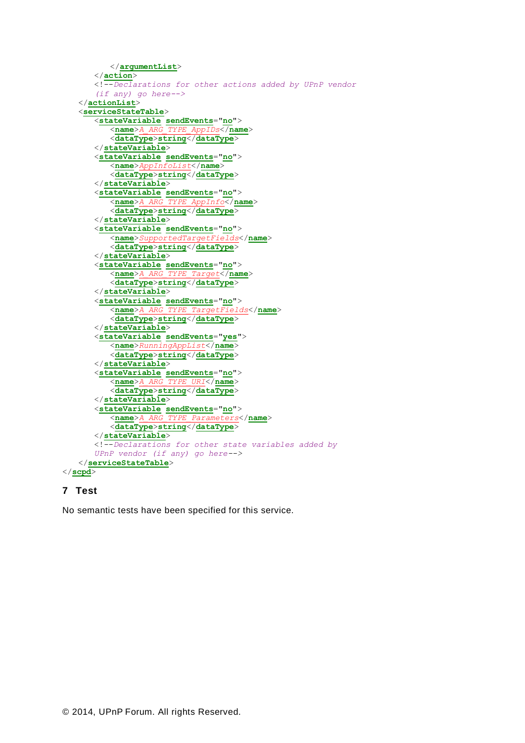```
         </argumentList>
      </action>
      <!--Declarations for other actions added by UPnP vendor
      (if any) go here-->
   </actionList>
   <serviceStateTable>
      <stateVariable sendEvents="no">
         <name>A_ARG_TYPE_AppIDs</name>
         <dataType>string</dataType>
      </stateVariable>
      <stateVariable sendEvents="no">
         <name>AppInfoList</name>
         <dataType>string</dataType>
      </stateVariable>
      <stateVariable sendEvents="no">
         <name>A_ARG_TYPE_AppInfo</name>
         <dataType>string</dataType>
      </stateVariable>
      <stateVariable sendEvents="no">
         <name>SupportedTargetFields</name>
         <dataType>string</dataType>
      </stateVariable>
      <stateVariable sendEvents="no">
         <name>A_ARG_TYPE_Target</name>
         <dataType>string</dataType>
      </stateVariable>
      <stateVariable sendEvents="no">
         <name>A_ARG_TYPE_TargetFields</name>
         <dataType>string</dataType>
      </stateVariable>
      <stateVariable sendEvents="yes">
         <name>RunningAppList</name>
         <dataType>string</dataType>
      </stateVariable>
      <stateVariable sendEvents="no">
         <name>A_ARG_TYPE_URI</name>
         <dataType>string</dataType>
      </stateVariable>
      <stateVariable sendEvents="no">
         <name>A_ARG_TYPE_Parameters</name>
         <dataType>string</dataType>
      </stateVariable>
      <!--Declarations for other state variables added by
      UPnP vendor (if any) go here-->
   </serviceStateTable>
</scpd>
```

## 7 Test

No semantic tests have been specified for this service.